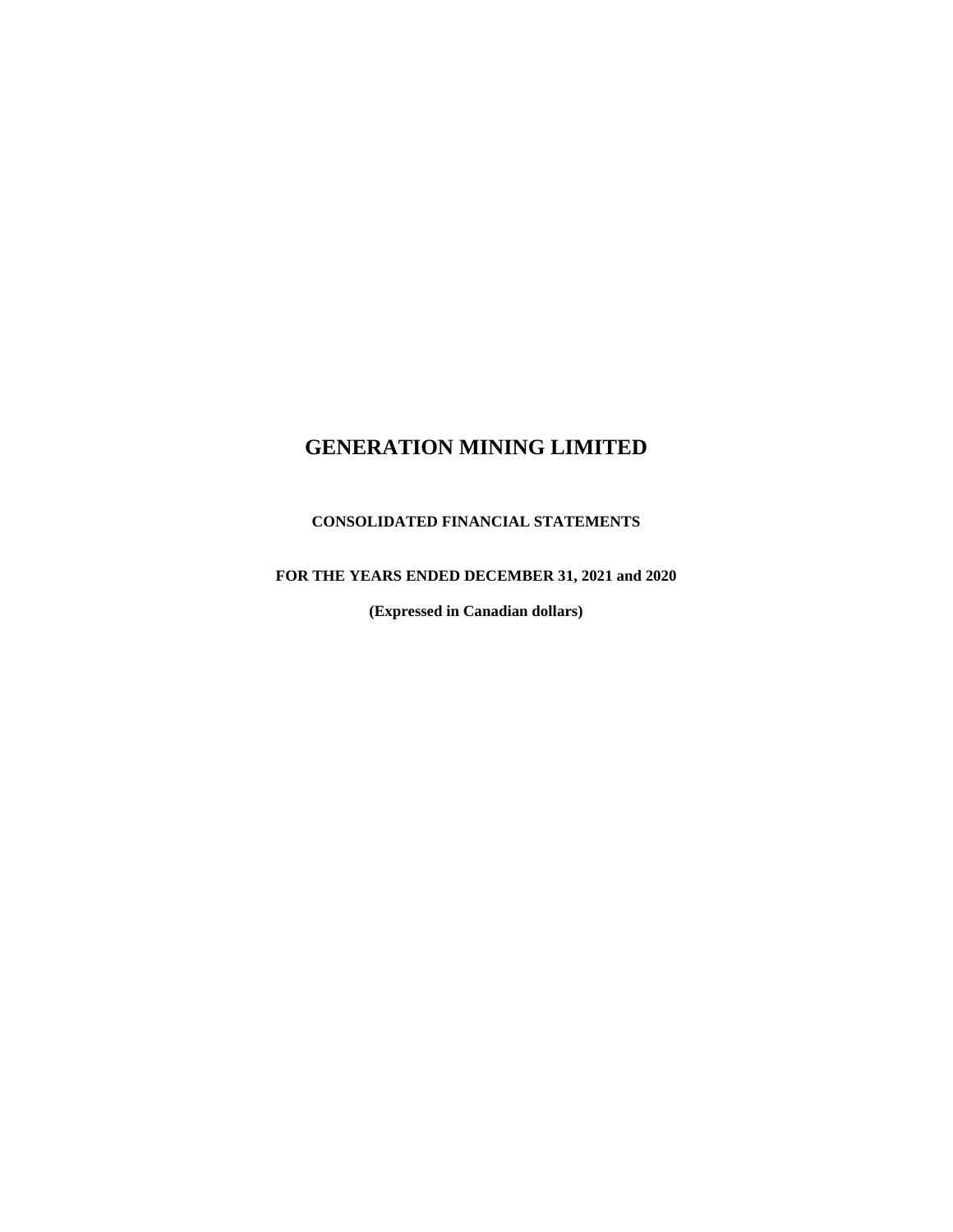# GENERATION MINING LIMITED

**CONSOLIDATED FINANCIAL STATEMENTS**

**FOR THE YEARS ENDED DECEMBER 31, 2021 and 2020**

**(Expressed in Canadian dollars)**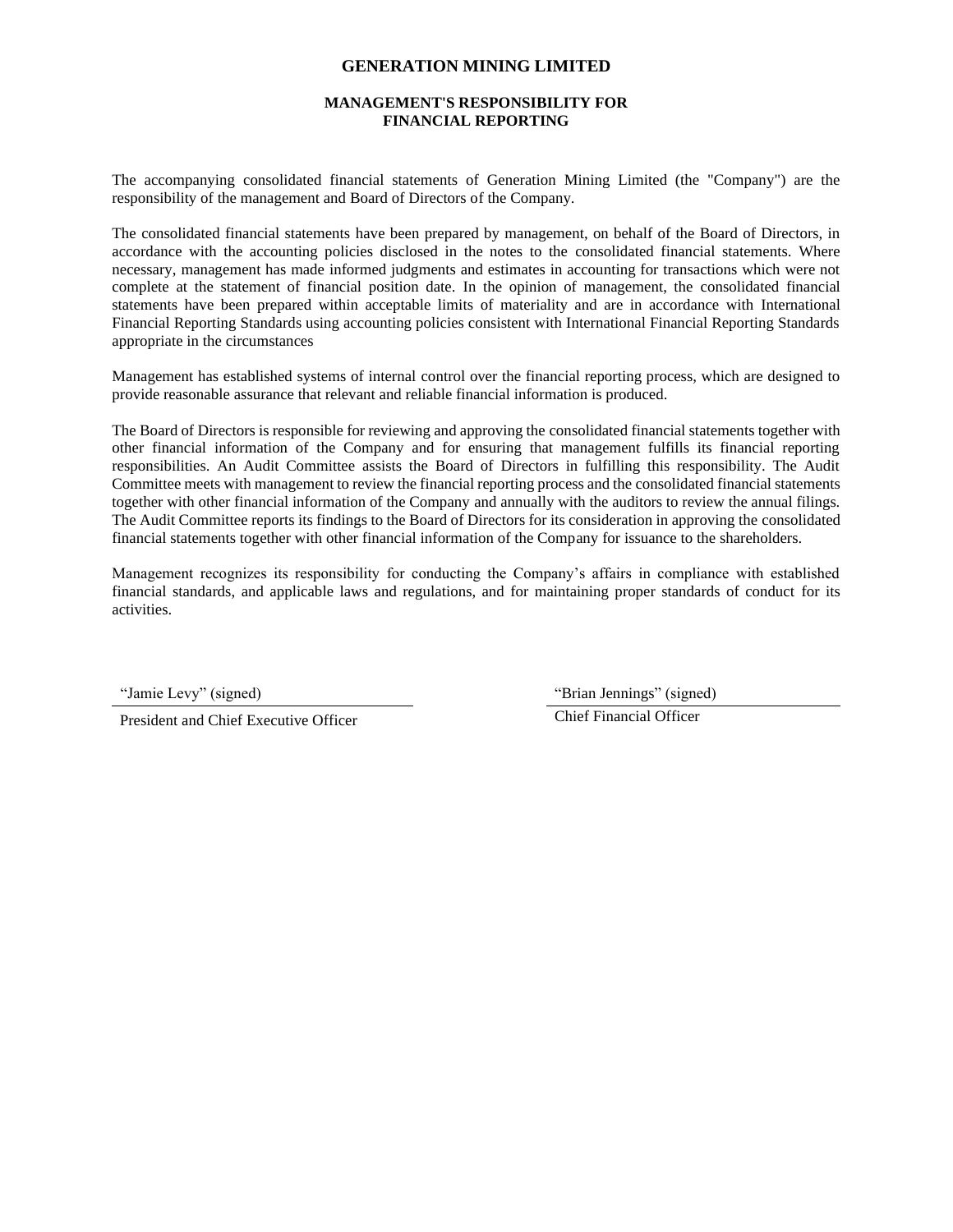# GENERATION MINING LIMITED

## MANAGEMENT'S RESPONSIBILITY FOR FINANCIAL REPORTING

The accompanying consolidated financial statements of Generation Mining Limited (the "Company") are the responsibility of the management and Board of Directors of the Company.

The consolidated financial statements have been prepared by management, on behalf of the Board of Directors, in accordance with the accounting policies disclosed in the notes to the consolidated financial statements. Where necessary, management has made informed judgments and estimates in accounting for transactions which were not complete at the statement of financial position date. In the opinion of management, the consolidated financial statements have been prepared within acceptable limits of materiality and are in accordance with International Financial Reporting Standards using accounting policies consistent with International Financial Reporting Standards appropriate in the circumstances

Management has established systems of internal control over the financial reporting process, which are designed to provide reasonable assurance that relevant and reliable financial information is produced.

The Board of Directors is responsible for reviewing and approving the consolidated financial statements together with other financial information of the Company and for ensuring that management fulfills its financial reporting responsibilities. An Audit Committee assists the Board of Directors in fulfilling this responsibility. The Audit Committee meets with management to review the financial reporting process and the consolidated financial statements together with other financial information of the Company and annually with the auditors to review the annual filings. The Audit Committee reports its findings to the Board of Directors for its consideration in approving the consolidated financial statements together with other financial information of the Company for issuance to the shareholders.

Management recognizes its responsibility for conducting the Company's affairs in compliance with established financial standards, and applicable laws and regulations, and for maintaining proper standards of conduct for its activities.

"Jamie Levy" (signed)
President and Chief Executive Officer

"Brian Jennings" (signed)
Chief Financial Officer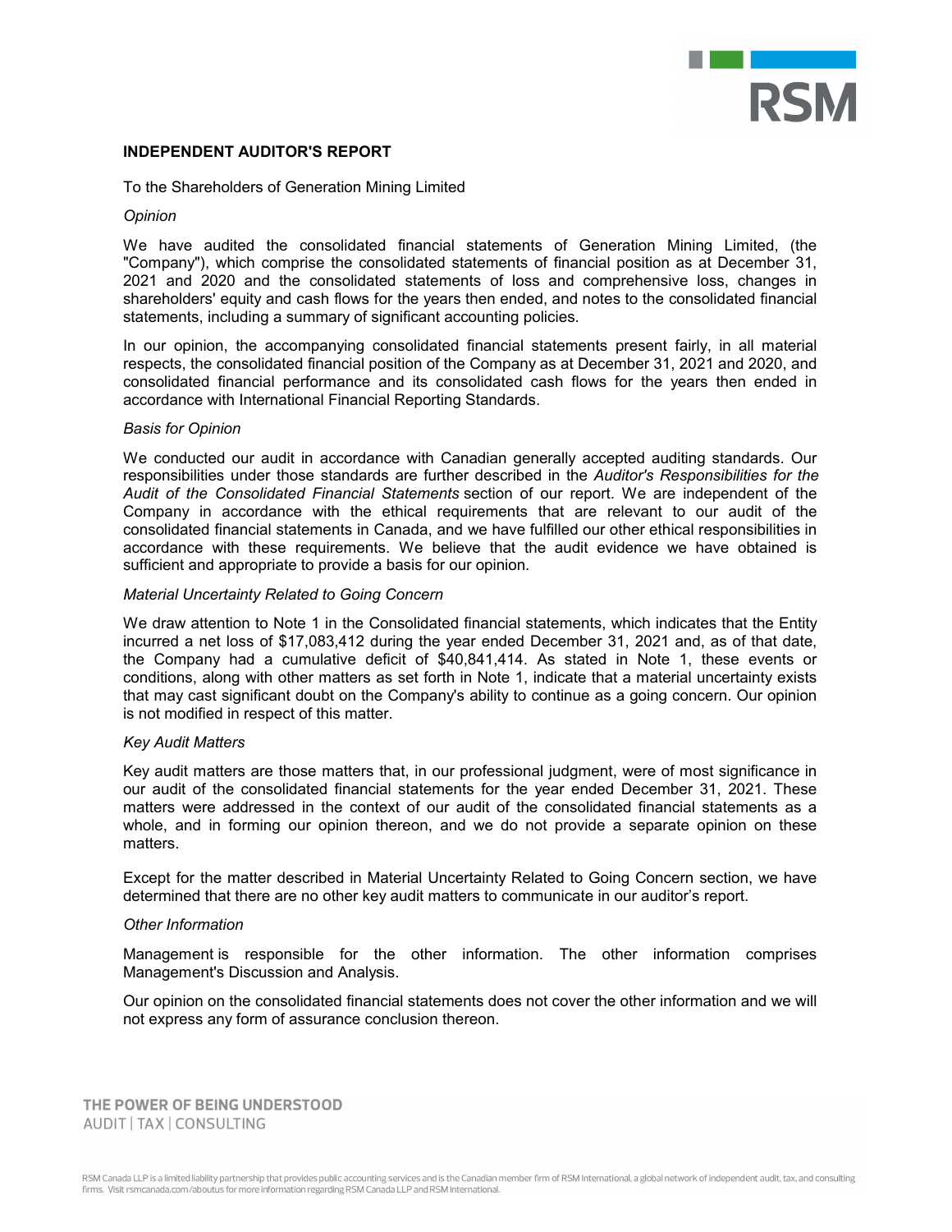## INDEPENDENT AUDITOR'S REPORT

To the Shareholders of Generation Mining Limited

*Opinion*

We have audited the consolidated financial statements of Generation Mining Limited, (the "Company"), which comprise the consolidated statements of financial position as at December 31, 2021 and 2020 and the consolidated statements of loss and comprehensive loss, changes in shareholders' equity and cash flows for the years then ended, and notes to the consolidated financial statements, including a summary of significant accounting policies.

In our opinion, the accompanying consolidated financial statements present fairly, in all material respects, the consolidated financial position of the Company as at December 31, 2021 and 2020, and consolidated financial performance and its consolidated cash flows for the years then ended in accordance with International Financial Reporting Standards.

*Basis for Opinion*

We conducted our audit in accordance with Canadian generally accepted auditing standards. Our responsibilities under those standards are further described in the *Auditor's Responsibilities for the Audit of the Consolidated Financial Statements* section of our report. We are independent of the Company in accordance with the ethical requirements that are relevant to our audit of the consolidated financial statements in Canada, and we have fulfilled our other ethical responsibilities in accordance with these requirements. We believe that the audit evidence we have obtained is sufficient and appropriate to provide a basis for our opinion.

*Material Uncertainty Related to Going Concern*

We draw attention to Note 1 in the Consolidated financial statements, which indicates that the Entity incurred a net loss of $17,083,412 during the year ended December 31, 2021 and, as of that date, the Company had a cumulative deficit of $40,841,414. As stated in Note 1, these events or conditions, along with other matters as set forth in Note 1, indicate that a material uncertainty exists that may cast significant doubt on the Company's ability to continue as a going concern. Our opinion is not modified in respect of this matter.

*Key Audit Matters*

Key audit matters are those matters that, in our professional judgment, were of most significance in our audit of the consolidated financial statements for the year ended December 31, 2021. These matters were addressed in the context of our audit of the consolidated financial statements as a whole, and in forming our opinion thereon, and we do not provide a separate opinion on these matters.

Except for the matter described in Material Uncertainty Related to Going Concern section, we have determined that there are no other key audit matters to communicate in our auditor's report.

*Other Information*

Management is responsible for the other information. The other information comprises Management's Discussion and Analysis.

Our opinion on the consolidated financial statements does not cover the other information and we will not express any form of assurance conclusion thereon.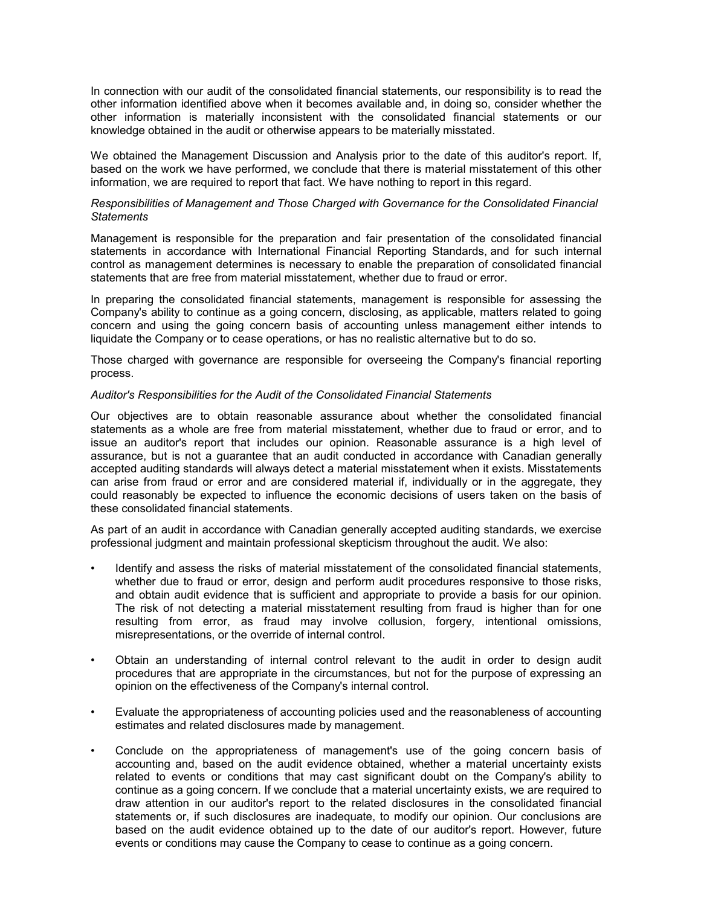In connection with our audit of the consolidated financial statements, our responsibility is to read the other information identified above when it becomes available and, in doing so, consider whether the other information is materially inconsistent with the consolidated financial statements or our knowledge obtained in the audit or otherwise appears to be materially misstated.

We obtained the Management Discussion and Analysis prior to the date of this auditor's report. If, based on the work we have performed, we conclude that there is material misstatement of this other information, we are required to report that fact. We have nothing to report in this regard.

*Responsibilities of Management and Those Charged with Governance for the Consolidated Financial Statements*

Management is responsible for the preparation and fair presentation of the consolidated financial statements in accordance with International Financial Reporting Standards, and for such internal control as management determines is necessary to enable the preparation of consolidated financial statements that are free from material misstatement, whether due to fraud or error.

In preparing the consolidated financial statements, management is responsible for assessing the Company's ability to continue as a going concern, disclosing, as applicable, matters related to going concern and using the going concern basis of accounting unless management either intends to liquidate the Company or to cease operations, or has no realistic alternative but to do so.

Those charged with governance are responsible for overseeing the Company's financial reporting process.

*Auditor's Responsibilities for the Audit of the Consolidated Financial Statements*

Our objectives are to obtain reasonable assurance about whether the consolidated financial statements as a whole are free from material misstatement, whether due to fraud or error, and to issue an auditor's report that includes our opinion. Reasonable assurance is a high level of assurance, but is not a guarantee that an audit conducted in accordance with Canadian generally accepted auditing standards will always detect a material misstatement when it exists. Misstatements can arise from fraud or error and are considered material if, individually or in the aggregate, they could reasonably be expected to influence the economic decisions of users taken on the basis of these consolidated financial statements.

As part of an audit in accordance with Canadian generally accepted auditing standards, we exercise professional judgment and maintain professional skepticism throughout the audit. We also:

- Identify and assess the risks of material misstatement of the consolidated financial statements, whether due to fraud or error, design and perform audit procedures responsive to those risks, and obtain audit evidence that is sufficient and appropriate to provide a basis for our opinion. The risk of not detecting a material misstatement resulting from fraud is higher than for one resulting from error, as fraud may involve collusion, forgery, intentional omissions, misrepresentations, or the override of internal control.

- Obtain an understanding of internal control relevant to the audit in order to design audit procedures that are appropriate in the circumstances, but not for the purpose of expressing an opinion on the effectiveness of the Company's internal control.

- Evaluate the appropriateness of accounting policies used and the reasonableness of accounting estimates and related disclosures made by management.

- Conclude on the appropriateness of management's use of the going concern basis of accounting and, based on the audit evidence obtained, whether a material uncertainty exists related to events or conditions that may cast significant doubt on the Company's ability to continue as a going concern. If we conclude that a material uncertainty exists, we are required to draw attention in our auditor's report to the related disclosures in the consolidated financial statements or, if such disclosures are inadequate, to modify our opinion. Our conclusions are based on the audit evidence obtained up to the date of our auditor's report. However, future events or conditions may cause the Company to cease to continue as a going concern.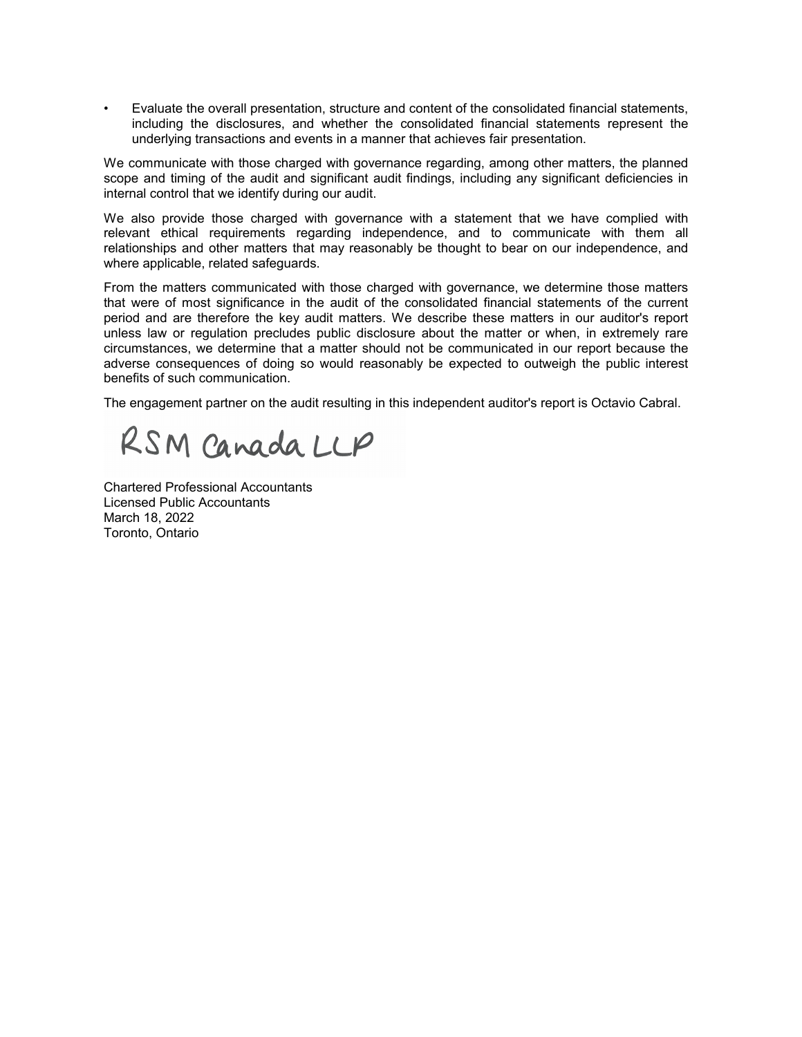- Evaluate the overall presentation, structure and content of the consolidated financial statements, including the disclosures, and whether the consolidated financial statements represent the underlying transactions and events in a manner that achieves fair presentation.

We communicate with those charged with governance regarding, among other matters, the planned scope and timing of the audit and significant audit findings, including any significant deficiencies in internal control that we identify during our audit.

We also provide those charged with governance with a statement that we have complied with relevant ethical requirements regarding independence, and to communicate with them all relationships and other matters that may reasonably be thought to bear on our independence, and where applicable, related safeguards.

From the matters communicated with those charged with governance, we determine those matters that were of most significance in the audit of the consolidated financial statements of the current period and are therefore the key audit matters. We describe these matters in our auditor's report unless law or regulation precludes public disclosure about the matter or when, in extremely rare circumstances, we determine that a matter should not be communicated in our report because the adverse consequences of doing so would reasonably be expected to outweigh the public interest benefits of such communication.

The engagement partner on the audit resulting in this independent auditor's report is Octavio Cabral.

RSM Canada LLP

Chartered Professional Accountants
Licensed Public Accountants
March 18, 2022
Toronto, Ontario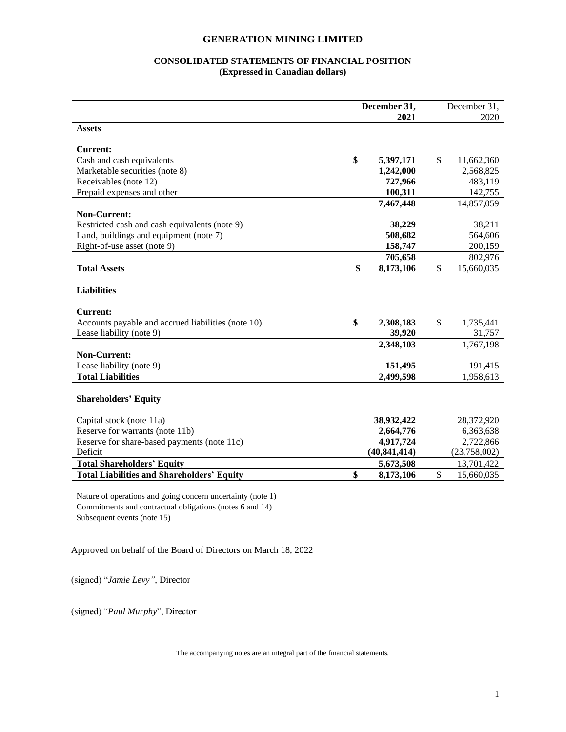# GENERATION MINING LIMITED

## CONSOLIDATED STATEMENTS OF FINANCIAL POSITION
### (Expressed in Canadian dollars)

| | December 31, 2021 | December 31, 2020 |
|---|---|---|
| **Assets** | | |
| **Current:** | | |
| Cash and cash equivalents | **$ 5,397,171** | $ 11,662,360 |
| Marketable securities (note 8) | **1,242,000** | 2,568,825 |
| Receivables (note 12) | **727,966** | 483,119 |
| Prepaid expenses and other | **100,311** | 142,755 |
| | **7,467,448** | 14,857,059 |
| **Non-Current:** | | |
| Restricted cash and cash equivalents (note 9) | **38,229** | 38,211 |
| Land, buildings and equipment (note 7) | **508,682** | 564,606 |
| Right-of-use asset (note 9) | **158,747** | 200,159 |
| | **705,658** | 802,976 |
| **Total Assets** | **$ 8,173,106** | $ 15,660,035 |
| **Liabilities** | | |
| **Current:** | | |
| Accounts payable and accrued liabilities (note 10) | **$ 2,308,183** | $ 1,735,441 |
| Lease liability (note 9) | **39,920** | 31,757 |
| | **2,348,103** | 1,767,198 |
| **Non-Current:** | | |
| Lease liability (note 9) | **151,495** | 191,415 |
| **Total Liabilities** | **2,499,598** | 1,958,613 |
| **Shareholders' Equity** | | |
| Capital stock (note 11a) | **38,932,422** | 28,372,920 |
| Reserve for warrants (note 11b) | **2,664,776** | 6,363,638 |
| Reserve for share-based payments (note 11c) | **4,917,724** | 2,722,866 |
| Deficit | **(40,841,414)** | (23,758,002) |
| **Total Shareholders' Equity** | **5,673,508** | 13,701,422 |
| **Total Liabilities and Shareholders' Equity** | **$ 8,173,106** | $ 15,660,035 |

Nature of operations and going concern uncertainty (note 1)
Commitments and contractual obligations (notes 6 and 14)
Subsequent events (note 15)

Approved on behalf of the Board of Directors on March 18, 2022

(signed) "*Jamie Levy*", Director

(signed) "*Paul Murphy*", Director

The accompanying notes are an integral part of the financial statements.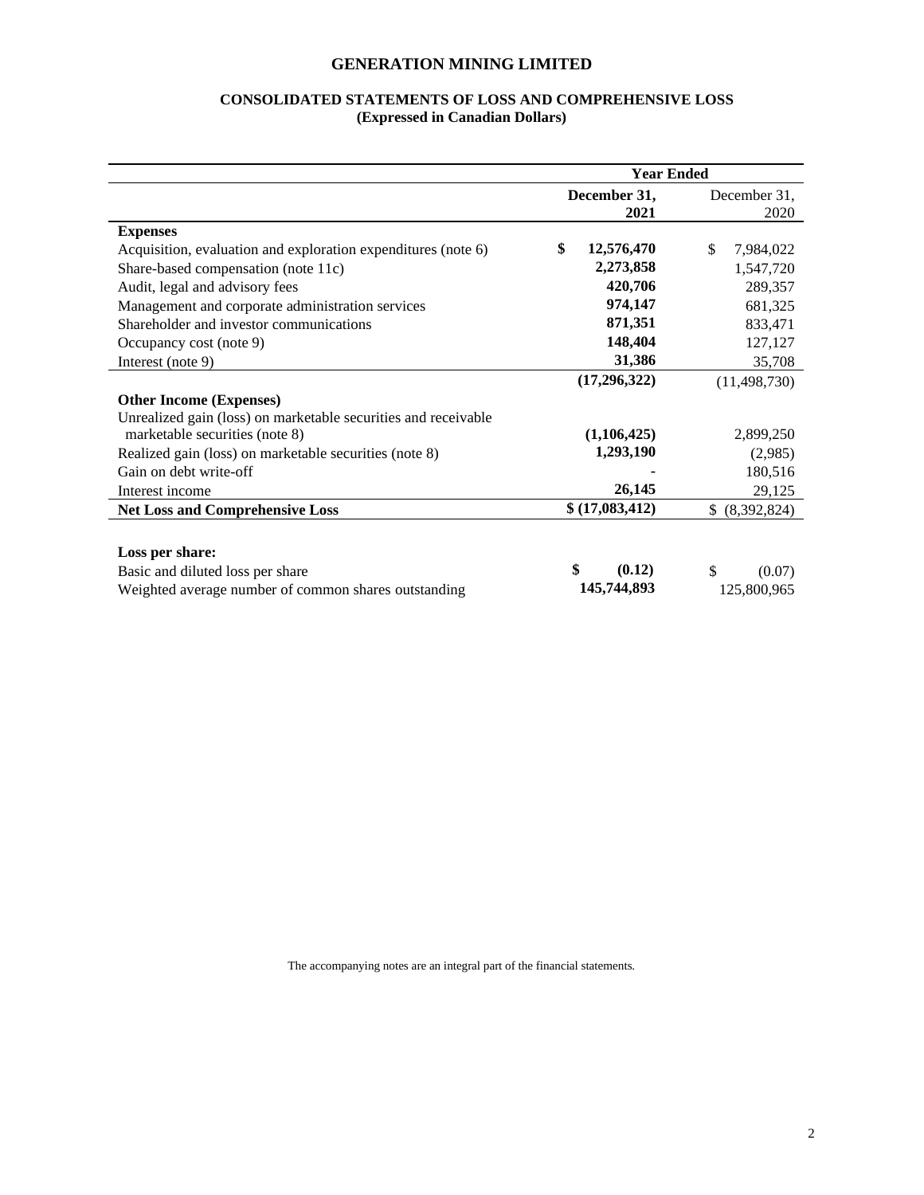# GENERATION MINING LIMITED

## CONSOLIDATED STATEMENTS OF LOSS AND COMPREHENSIVE LOSS
### (Expressed in Canadian Dollars)

| | Year Ended | |
|---|---|---|
| | **December 31, 2021** | December 31, 2020 |
| **Expenses** | | |
| Acquisition, evaluation and exploration expenditures (note 6) | **$ 12,576,470** | $ 7,984,022 |
| Share-based compensation (note 11c) | **2,273,858** | 1,547,720 |
| Audit, legal and advisory fees | **420,706** | 289,357 |
| Management and corporate administration services | **974,147** | 681,325 |
| Shareholder and investor communications | **871,351** | 833,471 |
| Occupancy cost (note 9) | **148,404** | 127,127 |
| Interest (note 9) | **31,386** | 35,708 |
| | **(17,296,322)** | (11,498,730) |
| **Other Income (Expenses)** | | |
| Unrealized gain (loss) on marketable securities and receivable marketable securities (note 8) | **(1,106,425)** | 2,899,250 |
| Realized gain (loss) on marketable securities (note 8) | **1,293,190** | (2,985) |
| Gain on debt write-off | **-** | 180,516 |
| Interest income | **26,145** | 29,125 |
| **Net Loss and Comprehensive Loss** | **$ (17,083,412)** | $ (8,392,824) |
| | | |
| **Loss per share:** | | |
| Basic and diluted loss per share | **$ (0.12)** | $ (0.07) |
| Weighted average number of common shares outstanding | **145,744,893** | 125,800,965 |

The accompanying notes are an integral part of the financial statements.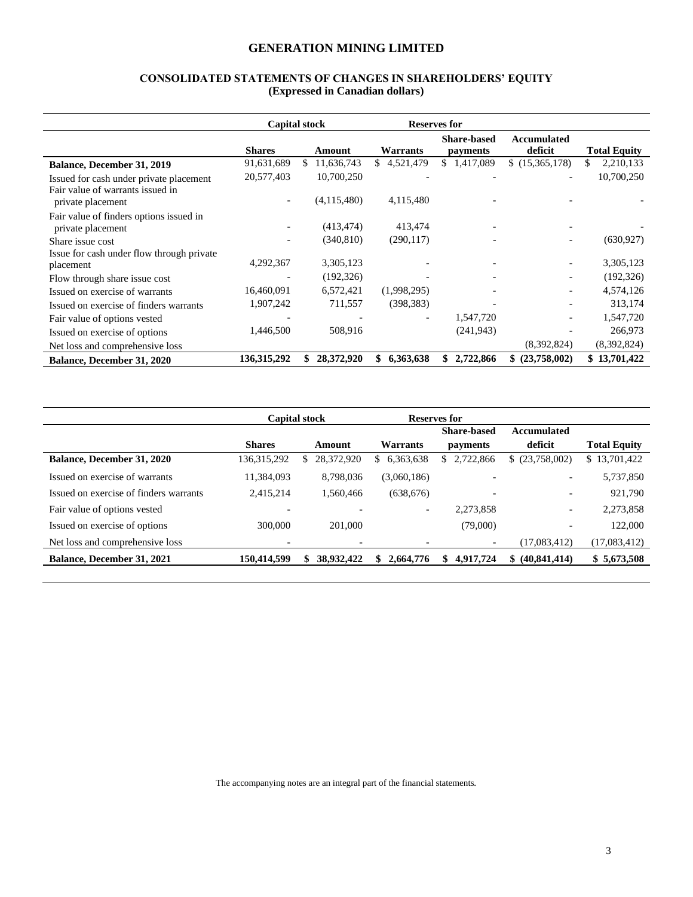# GENERATION MINING LIMITED

## CONSOLIDATED STATEMENTS OF CHANGES IN SHAREHOLDERS' EQUITY
### (Expressed in Canadian dollars)

| | Capital stock | | Reserves for | | | |
|---|---|---|---|---|---|---|
| | **Shares** | **Amount** | **Warrants** | **Share-based payments** | **Accumulated deficit** | **Total Equity** |
| **Balance, December 31, 2019** | 91,631,689 | $ 11,636,743 | $ 4,521,479 | $ 1,417,089 | $ (15,365,178) | $ 2,210,133 |
| Issued for cash under private placement | 20,577,403 | 10,700,250 | - | - | - | 10,700,250 |
| Fair value of warrants issued in private placement | - | (4,115,480) | 4,115,480 | - | - | - |
| Fair value of finders options issued in private placement | - | (413,474) | 413,474 | - | - | - |
| Share issue cost | - | (340,810) | (290,117) | - | - | (630,927) |
| Issue for cash under flow through private placement | 4,292,367 | 3,305,123 | - | - | - | 3,305,123 |
| Flow through share issue cost | - | (192,326) | - | - | - | (192,326) |
| Issued on exercise of warrants | 16,460,091 | 6,572,421 | (1,998,295) | - | - | 4,574,126 |
| Issued on exercise of finders warrants | 1,907,242 | 711,557 | (398,383) | - | - | 313,174 |
| Fair value of options vested | - | - | - | 1,547,720 | - | 1,547,720 |
| Issued on exercise of options | 1,446,500 | 508,916 | | (241,943) | - | 266,973 |
| Net loss and comprehensive loss | | | | | (8,392,824) | (8,392,824) |
| **Balance, December 31, 2020** | **136,315,292** | **$ 28,372,920** | **$ 6,363,638** | **$ 2,722,866** | **$ (23,758,002)** | **$ 13,701,422** |

| | Capital stock | | Reserves for | | | |
|---|---|---|---|---|---|---|
| | **Shares** | **Amount** | **Warrants** | **Share-based payments** | **Accumulated deficit** | **Total Equity** |
| **Balance, December 31, 2020** | 136,315,292 | $ 28,372,920 | $ 6,363,638 | $ 2,722,866 | $ (23,758,002) | $ 13,701,422 |
| Issued on exercise of warrants | 11,384,093 | 8,798,036 | (3,060,186) | - | - | 5,737,850 |
| Issued on exercise of finders warrants | 2,415,214 | 1,560,466 | (638,676) | - | - | 921,790 |
| Fair value of options vested | - | - | - | 2,273,858 | - | 2,273,858 |
| Issued on exercise of options | 300,000 | 201,000 | | (79,000) | - | 122,000 |
| Net loss and comprehensive loss | - | - | - | - | (17,083,412) | (17,083,412) |
| **Balance, December 31, 2021** | **150,414,599** | **$ 38,932,422** | **$ 2,664,776** | **$ 4,917,724** | **$ (40,841,414)** | **$ 5,673,508** |

The accompanying notes are an integral part of the financial statements.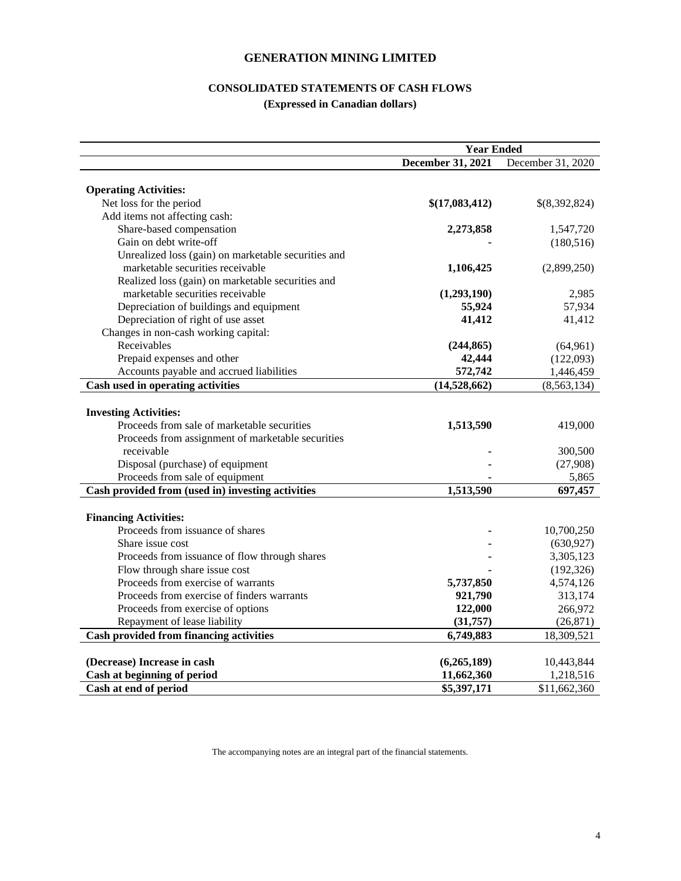# GENERATION MINING LIMITED

## CONSOLIDATED STATEMENTS OF CASH FLOWS

### (Expressed in Canadian dollars)

| | Year Ended | |
|---|---|---|
| | **December 31, 2021** | December 31, 2020 |
| **Operating Activities:** | | |
| Net loss for the period | **$(17,083,412)** | $(8,392,824) |
| Add items not affecting cash: | | |
| Share-based compensation | **2,273,858** | 1,547,720 |
| Gain on debt write-off | **-** | (180,516) |
| Unrealized loss (gain) on marketable securities and marketable securities receivable | **1,106,425** | (2,899,250) |
| Realized loss (gain) on marketable securities and marketable securities receivable | **(1,293,190)** | 2,985 |
| Depreciation of buildings and equipment | **55,924** | 57,934 |
| Depreciation of right of use asset | **41,412** | 41,412 |
| Changes in non-cash working capital: | | |
| Receivables | **(244,865)** | (64,961) |
| Prepaid expenses and other | **42,444** | (122,093) |
| Accounts payable and accrued liabilities | **572,742** | 1,446,459 |
| **Cash used in operating activities** | **(14,528,662)** | (8,563,134) |
| **Investing Activities:** | | |
| Proceeds from sale of marketable securities | **1,513,590** | 419,000 |
| Proceeds from assignment of marketable securities receivable | **-** | 300,500 |
| Disposal (purchase) of equipment | **-** | (27,908) |
| Proceeds from sale of equipment | **-** | 5,865 |
| **Cash provided from (used in) investing activities** | **1,513,590** | **697,457** |
| **Financing Activities:** | | |
| Proceeds from issuance of shares | **-** | 10,700,250 |
| Share issue cost | **-** | (630,927) |
| Proceeds from issuance of flow through shares | **-** | 3,305,123 |
| Flow through share issue cost | **-** | (192,326) |
| Proceeds from exercise of warrants | **5,737,850** | 4,574,126 |
| Proceeds from exercise of finders warrants | **921,790** | 313,174 |
| Proceeds from exercise of options | **122,000** | 266,972 |
| Repayment of lease liability | **(31,757)** | (26,871) |
| **Cash provided from financing activities** | **6,749,883** | 18,309,521 |
| **(Decrease) Increase in cash** | **(6,265,189)** | 10,443,844 |
| **Cash at beginning of period** | **11,662,360** | 1,218,516 |
| **Cash at end of period** | **$5,397,171** | $11,662,360 |

The accompanying notes are an integral part of the financial statements.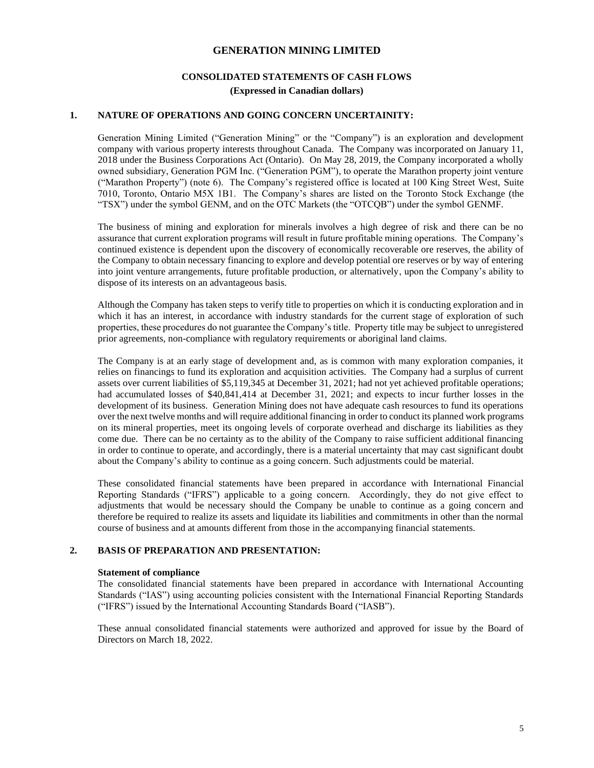# GENERATION MINING LIMITED

## CONSOLIDATED STATEMENTS OF CASH FLOWS
**(Expressed in Canadian dollars)**

## 1. NATURE OF OPERATIONS AND GOING CONCERN UNCERTAINITY:

Generation Mining Limited ("Generation Mining" or the "Company") is an exploration and development company with various property interests throughout Canada. The Company was incorporated on January 11, 2018 under the Business Corporations Act (Ontario). On May 28, 2019, the Company incorporated a wholly owned subsidiary, Generation PGM Inc. ("Generation PGM"), to operate the Marathon property joint venture ("Marathon Property") (note 6). The Company's registered office is located at 100 King Street West, Suite 7010, Toronto, Ontario M5X 1B1. The Company's shares are listed on the Toronto Stock Exchange (the "TSX") under the symbol GENM, and on the OTC Markets (the "OTCQB") under the symbol GENMF.

The business of mining and exploration for minerals involves a high degree of risk and there can be no assurance that current exploration programs will result in future profitable mining operations. The Company's continued existence is dependent upon the discovery of economically recoverable ore reserves, the ability of the Company to obtain necessary financing to explore and develop potential ore reserves or by way of entering into joint venture arrangements, future profitable production, or alternatively, upon the Company's ability to dispose of its interests on an advantageous basis.

Although the Company has taken steps to verify title to properties on which it is conducting exploration and in which it has an interest, in accordance with industry standards for the current stage of exploration of such properties, these procedures do not guarantee the Company's title. Property title may be subject to unregistered prior agreements, non-compliance with regulatory requirements or aboriginal land claims.

The Company is at an early stage of development and, as is common with many exploration companies, it relies on financings to fund its exploration and acquisition activities. The Company had a surplus of current assets over current liabilities of $5,119,345 at December 31, 2021; had not yet achieved profitable operations; had accumulated losses of $40,841,414 at December 31, 2021; and expects to incur further losses in the development of its business. Generation Mining does not have adequate cash resources to fund its operations over the next twelve months and will require additional financing in order to conduct its planned work programs on its mineral properties, meet its ongoing levels of corporate overhead and discharge its liabilities as they come due. There can be no certainty as to the ability of the Company to raise sufficient additional financing in order to continue to operate, and accordingly, there is a material uncertainty that may cast significant doubt about the Company's ability to continue as a going concern. Such adjustments could be material.

These consolidated financial statements have been prepared in accordance with International Financial Reporting Standards ("IFRS") applicable to a going concern. Accordingly, they do not give effect to adjustments that would be necessary should the Company be unable to continue as a going concern and therefore be required to realize its assets and liquidate its liabilities and commitments in other than the normal course of business and at amounts different from those in the accompanying financial statements.

## 2. BASIS OF PREPARATION AND PRESENTATION:

**Statement of compliance**
The consolidated financial statements have been prepared in accordance with International Accounting Standards ("IAS") using accounting policies consistent with the International Financial Reporting Standards ("IFRS") issued by the International Accounting Standards Board ("IASB").

These annual consolidated financial statements were authorized and approved for issue by the Board of Directors on March 18, 2022.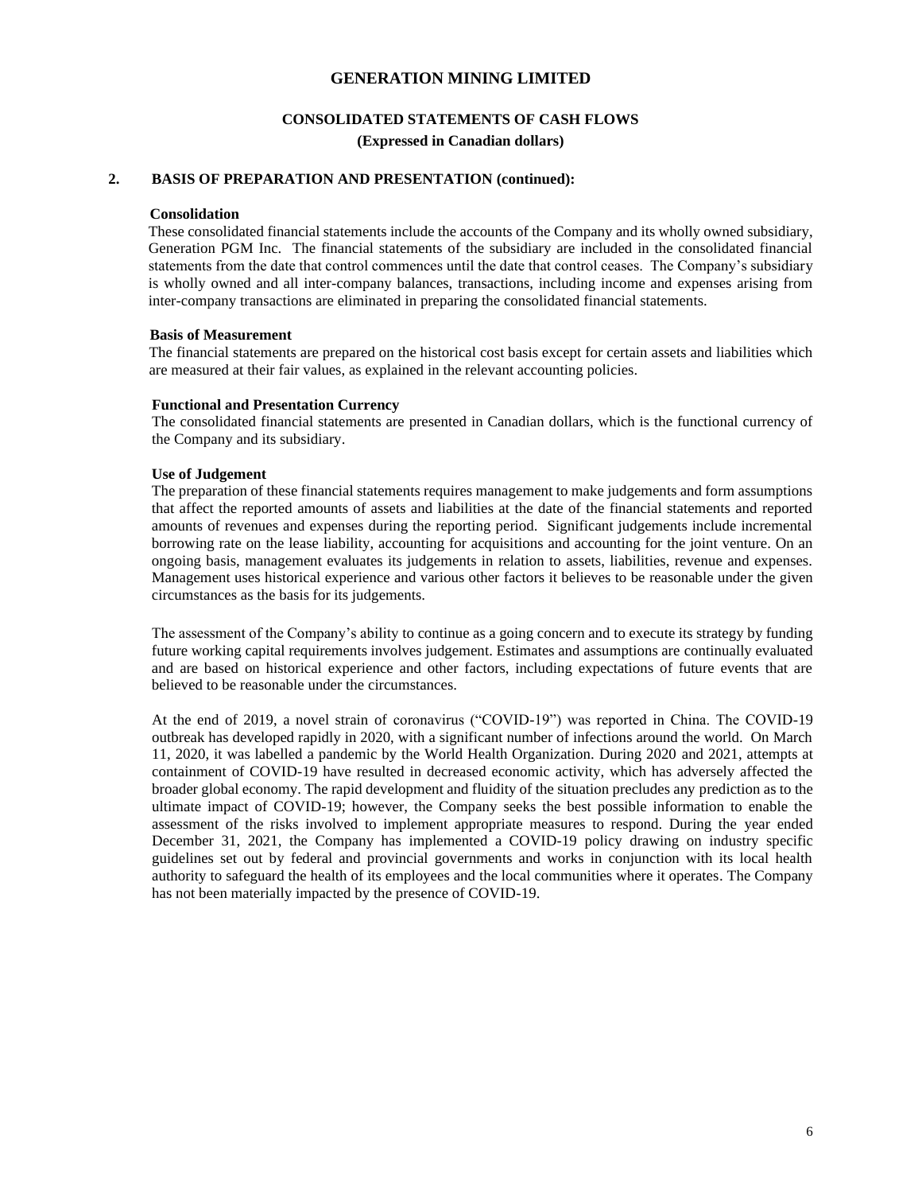# GENERATION MINING LIMITED

## CONSOLIDATED STATEMENTS OF CASH FLOWS

**(Expressed in Canadian dollars)**

### 2. BASIS OF PREPARATION AND PRESENTATION (continued):

**Consolidation**

These consolidated financial statements include the accounts of the Company and its wholly owned subsidiary, Generation PGM Inc. The financial statements of the subsidiary are included in the consolidated financial statements from the date that control commences until the date that control ceases. The Company's subsidiary is wholly owned and all inter-company balances, transactions, including income and expenses arising from inter-company transactions are eliminated in preparing the consolidated financial statements.

**Basis of Measurement**

The financial statements are prepared on the historical cost basis except for certain assets and liabilities which are measured at their fair values, as explained in the relevant accounting policies.

**Functional and Presentation Currency**

The consolidated financial statements are presented in Canadian dollars, which is the functional currency of the Company and its subsidiary.

**Use of Judgement**

The preparation of these financial statements requires management to make judgements and form assumptions that affect the reported amounts of assets and liabilities at the date of the financial statements and reported amounts of revenues and expenses during the reporting period. Significant judgements include incremental borrowing rate on the lease liability, accounting for acquisitions and accounting for the joint venture. On an ongoing basis, management evaluates its judgements in relation to assets, liabilities, revenue and expenses. Management uses historical experience and various other factors it believes to be reasonable under the given circumstances as the basis for its judgements.

The assessment of the Company's ability to continue as a going concern and to execute its strategy by funding future working capital requirements involves judgement. Estimates and assumptions are continually evaluated and are based on historical experience and other factors, including expectations of future events that are believed to be reasonable under the circumstances.

At the end of 2019, a novel strain of coronavirus ("COVID-19") was reported in China. The COVID-19 outbreak has developed rapidly in 2020, with a significant number of infections around the world. On March 11, 2020, it was labelled a pandemic by the World Health Organization. During 2020 and 2021, attempts at containment of COVID-19 have resulted in decreased economic activity, which has adversely affected the broader global economy. The rapid development and fluidity of the situation precludes any prediction as to the ultimate impact of COVID-19; however, the Company seeks the best possible information to enable the assessment of the risks involved to implement appropriate measures to respond. During the year ended December 31, 2021, the Company has implemented a COVID-19 policy drawing on industry specific guidelines set out by federal and provincial governments and works in conjunction with its local health authority to safeguard the health of its employees and the local communities where it operates. The Company has not been materially impacted by the presence of COVID-19.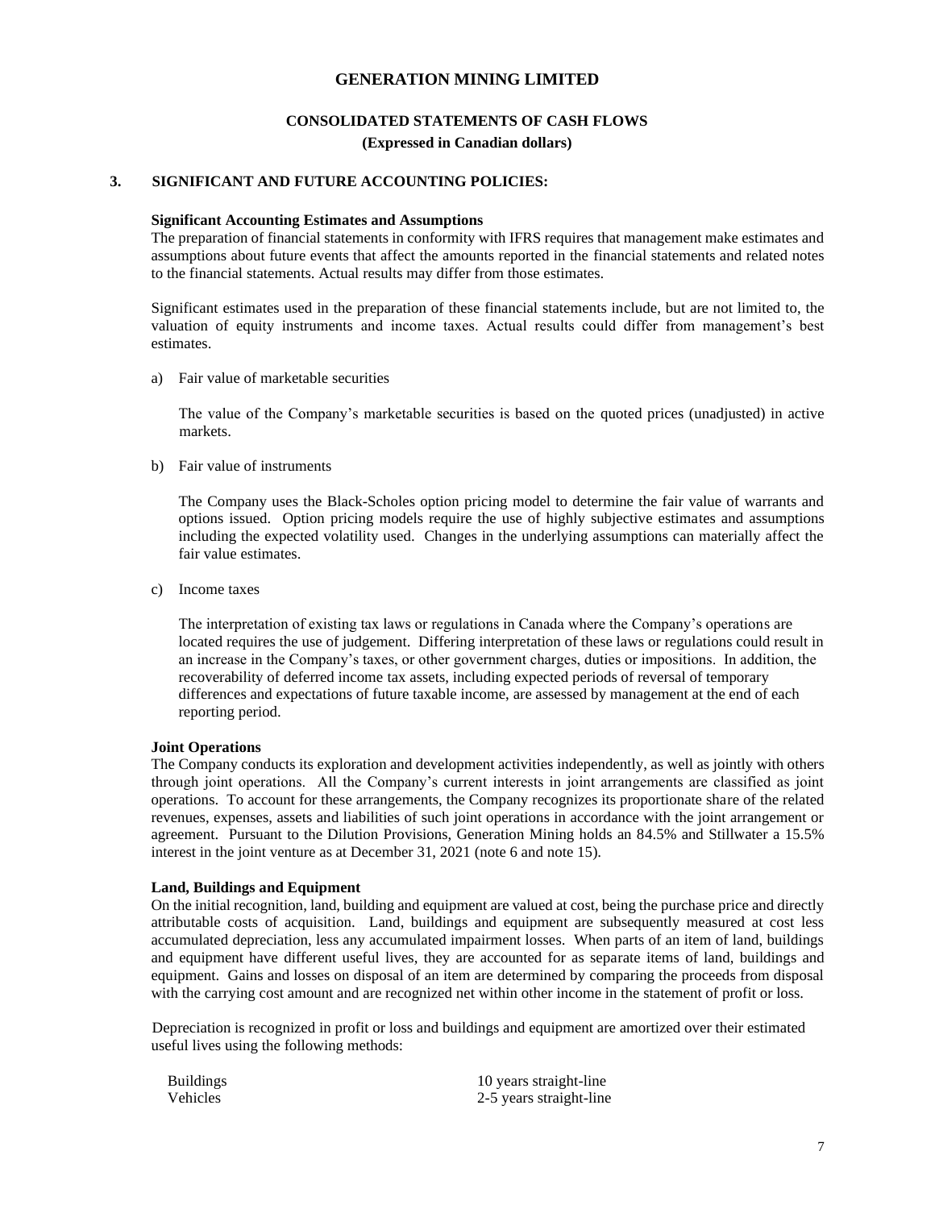# GENERATION MINING LIMITED

## CONSOLIDATED STATEMENTS OF CASH FLOWS

**(Expressed in Canadian dollars)**

## 3. SIGNIFICANT AND FUTURE ACCOUNTING POLICIES:

**Significant Accounting Estimates and Assumptions**

The preparation of financial statements in conformity with IFRS requires that management make estimates and assumptions about future events that affect the amounts reported in the financial statements and related notes to the financial statements. Actual results may differ from those estimates.

Significant estimates used in the preparation of these financial statements include, but are not limited to, the valuation of equity instruments and income taxes. Actual results could differ from management's best estimates.

a) Fair value of marketable securities

The value of the Company's marketable securities is based on the quoted prices (unadjusted) in active markets.

b) Fair value of instruments

The Company uses the Black-Scholes option pricing model to determine the fair value of warrants and options issued. Option pricing models require the use of highly subjective estimates and assumptions including the expected volatility used. Changes in the underlying assumptions can materially affect the fair value estimates.

c) Income taxes

The interpretation of existing tax laws or regulations in Canada where the Company's operations are located requires the use of judgement. Differing interpretation of these laws or regulations could result in an increase in the Company's taxes, or other government charges, duties or impositions. In addition, the recoverability of deferred income tax assets, including expected periods of reversal of temporary differences and expectations of future taxable income, are assessed by management at the end of each reporting period.

**Joint Operations**

The Company conducts its exploration and development activities independently, as well as jointly with others through joint operations. All the Company's current interests in joint arrangements are classified as joint operations. To account for these arrangements, the Company recognizes its proportionate share of the related revenues, expenses, assets and liabilities of such joint operations in accordance with the joint arrangement or agreement. Pursuant to the Dilution Provisions, Generation Mining holds an 84.5% and Stillwater a 15.5% interest in the joint venture as at December 31, 2021 (note 6 and note 15).

**Land, Buildings and Equipment**

On the initial recognition, land, building and equipment are valued at cost, being the purchase price and directly attributable costs of acquisition. Land, buildings and equipment are subsequently measured at cost less accumulated depreciation, less any accumulated impairment losses. When parts of an item of land, buildings and equipment have different useful lives, they are accounted for as separate items of land, buildings and equipment. Gains and losses on disposal of an item are determined by comparing the proceeds from disposal with the carrying cost amount and are recognized net within other income in the statement of profit or loss.

Depreciation is recognized in profit or loss and buildings and equipment are amortized over their estimated useful lives using the following methods:

| | |
|---|---|
| Buildings | 10 years straight-line |
| Vehicles | 2-5 years straight-line |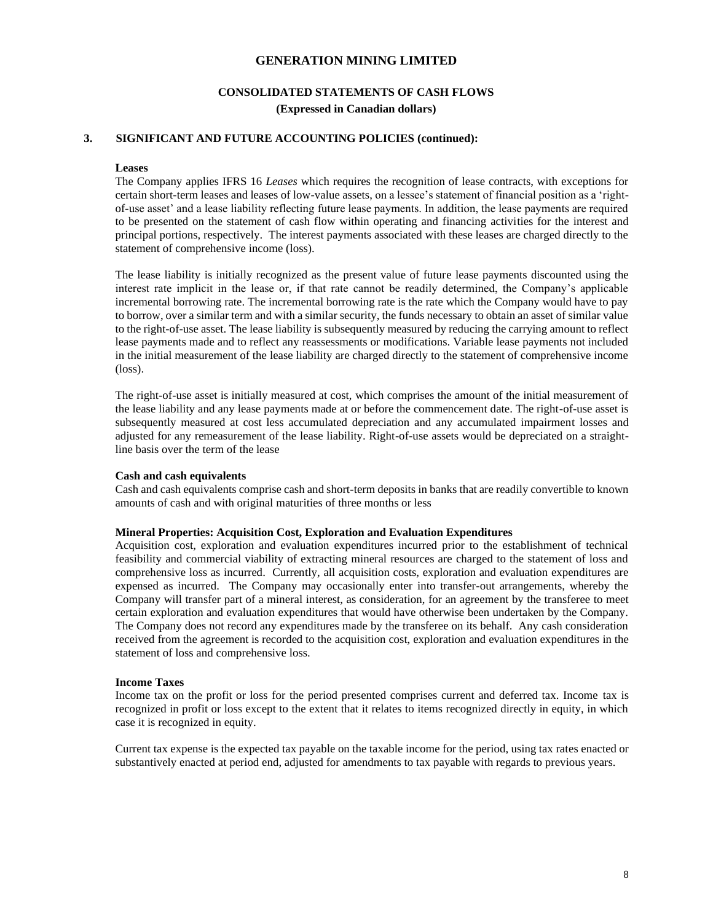# GENERATION MINING LIMITED

## CONSOLIDATED STATEMENTS OF CASH FLOWS

**(Expressed in Canadian dollars)**

### 3. SIGNIFICANT AND FUTURE ACCOUNTING POLICIES (continued):

**Leases**

The Company applies IFRS 16 *Leases* which requires the recognition of lease contracts, with exceptions for certain short-term leases and leases of low-value assets, on a lessee's statement of financial position as a 'right-of-use asset' and a lease liability reflecting future lease payments. In addition, the lease payments are required to be presented on the statement of cash flow within operating and financing activities for the interest and principal portions, respectively. The interest payments associated with these leases are charged directly to the statement of comprehensive income (loss).

The lease liability is initially recognized as the present value of future lease payments discounted using the interest rate implicit in the lease or, if that rate cannot be readily determined, the Company's applicable incremental borrowing rate. The incremental borrowing rate is the rate which the Company would have to pay to borrow, over a similar term and with a similar security, the funds necessary to obtain an asset of similar value to the right-of-use asset. The lease liability is subsequently measured by reducing the carrying amount to reflect lease payments made and to reflect any reassessments or modifications. Variable lease payments not included in the initial measurement of the lease liability are charged directly to the statement of comprehensive income (loss).

The right-of-use asset is initially measured at cost, which comprises the amount of the initial measurement of the lease liability and any lease payments made at or before the commencement date. The right-of-use asset is subsequently measured at cost less accumulated depreciation and any accumulated impairment losses and adjusted for any remeasurement of the lease liability. Right-of-use assets would be depreciated on a straight-line basis over the term of the lease

**Cash and cash equivalents**

Cash and cash equivalents comprise cash and short-term deposits in banks that are readily convertible to known amounts of cash and with original maturities of three months or less

**Mineral Properties: Acquisition Cost, Exploration and Evaluation Expenditures**

Acquisition cost, exploration and evaluation expenditures incurred prior to the establishment of technical feasibility and commercial viability of extracting mineral resources are charged to the statement of loss and comprehensive loss as incurred. Currently, all acquisition costs, exploration and evaluation expenditures are expensed as incurred. The Company may occasionally enter into transfer-out arrangements, whereby the Company will transfer part of a mineral interest, as consideration, for an agreement by the transferee to meet certain exploration and evaluation expenditures that would have otherwise been undertaken by the Company. The Company does not record any expenditures made by the transferee on its behalf. Any cash consideration received from the agreement is recorded to the acquisition cost, exploration and evaluation expenditures in the statement of loss and comprehensive loss.

**Income Taxes**

Income tax on the profit or loss for the period presented comprises current and deferred tax. Income tax is recognized in profit or loss except to the extent that it relates to items recognized directly in equity, in which case it is recognized in equity.

Current tax expense is the expected tax payable on the taxable income for the period, using tax rates enacted or substantively enacted at period end, adjusted for amendments to tax payable with regards to previous years.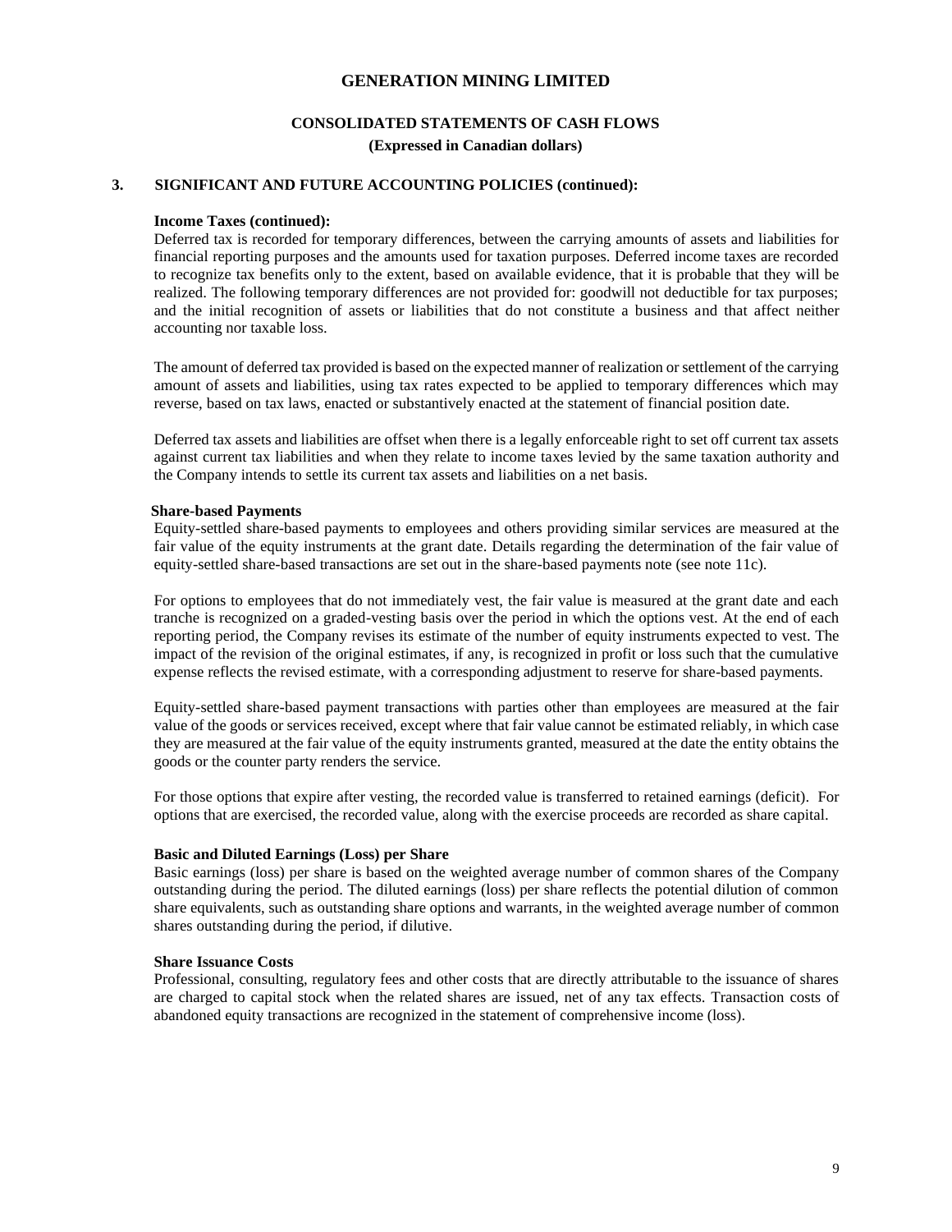# GENERATION MINING LIMITED

## CONSOLIDATED STATEMENTS OF CASH FLOWS

**(Expressed in Canadian dollars)**

### 3. SIGNIFICANT AND FUTURE ACCOUNTING POLICIES (continued):

**Income Taxes (continued):**

Deferred tax is recorded for temporary differences, between the carrying amounts of assets and liabilities for financial reporting purposes and the amounts used for taxation purposes. Deferred income taxes are recorded to recognize tax benefits only to the extent, based on available evidence, that it is probable that they will be realized. The following temporary differences are not provided for: goodwill not deductible for tax purposes; and the initial recognition of assets or liabilities that do not constitute a business and that affect neither accounting nor taxable loss.

The amount of deferred tax provided is based on the expected manner of realization or settlement of the carrying amount of assets and liabilities, using tax rates expected to be applied to temporary differences which may reverse, based on tax laws, enacted or substantively enacted at the statement of financial position date.

Deferred tax assets and liabilities are offset when there is a legally enforceable right to set off current tax assets against current tax liabilities and when they relate to income taxes levied by the same taxation authority and the Company intends to settle its current tax assets and liabilities on a net basis.

**Share-based Payments**

Equity-settled share-based payments to employees and others providing similar services are measured at the fair value of the equity instruments at the grant date. Details regarding the determination of the fair value of equity-settled share-based transactions are set out in the share-based payments note (see note 11c).

For options to employees that do not immediately vest, the fair value is measured at the grant date and each tranche is recognized on a graded-vesting basis over the period in which the options vest. At the end of each reporting period, the Company revises its estimate of the number of equity instruments expected to vest. The impact of the revision of the original estimates, if any, is recognized in profit or loss such that the cumulative expense reflects the revised estimate, with a corresponding adjustment to reserve for share-based payments.

Equity-settled share-based payment transactions with parties other than employees are measured at the fair value of the goods or services received, except where that fair value cannot be estimated reliably, in which case they are measured at the fair value of the equity instruments granted, measured at the date the entity obtains the goods or the counter party renders the service.

For those options that expire after vesting, the recorded value is transferred to retained earnings (deficit). For options that are exercised, the recorded value, along with the exercise proceeds are recorded as share capital.

**Basic and Diluted Earnings (Loss) per Share**

Basic earnings (loss) per share is based on the weighted average number of common shares of the Company outstanding during the period. The diluted earnings (loss) per share reflects the potential dilution of common share equivalents, such as outstanding share options and warrants, in the weighted average number of common shares outstanding during the period, if dilutive.

**Share Issuance Costs**

Professional, consulting, regulatory fees and other costs that are directly attributable to the issuance of shares are charged to capital stock when the related shares are issued, net of any tax effects. Transaction costs of abandoned equity transactions are recognized in the statement of comprehensive income (loss).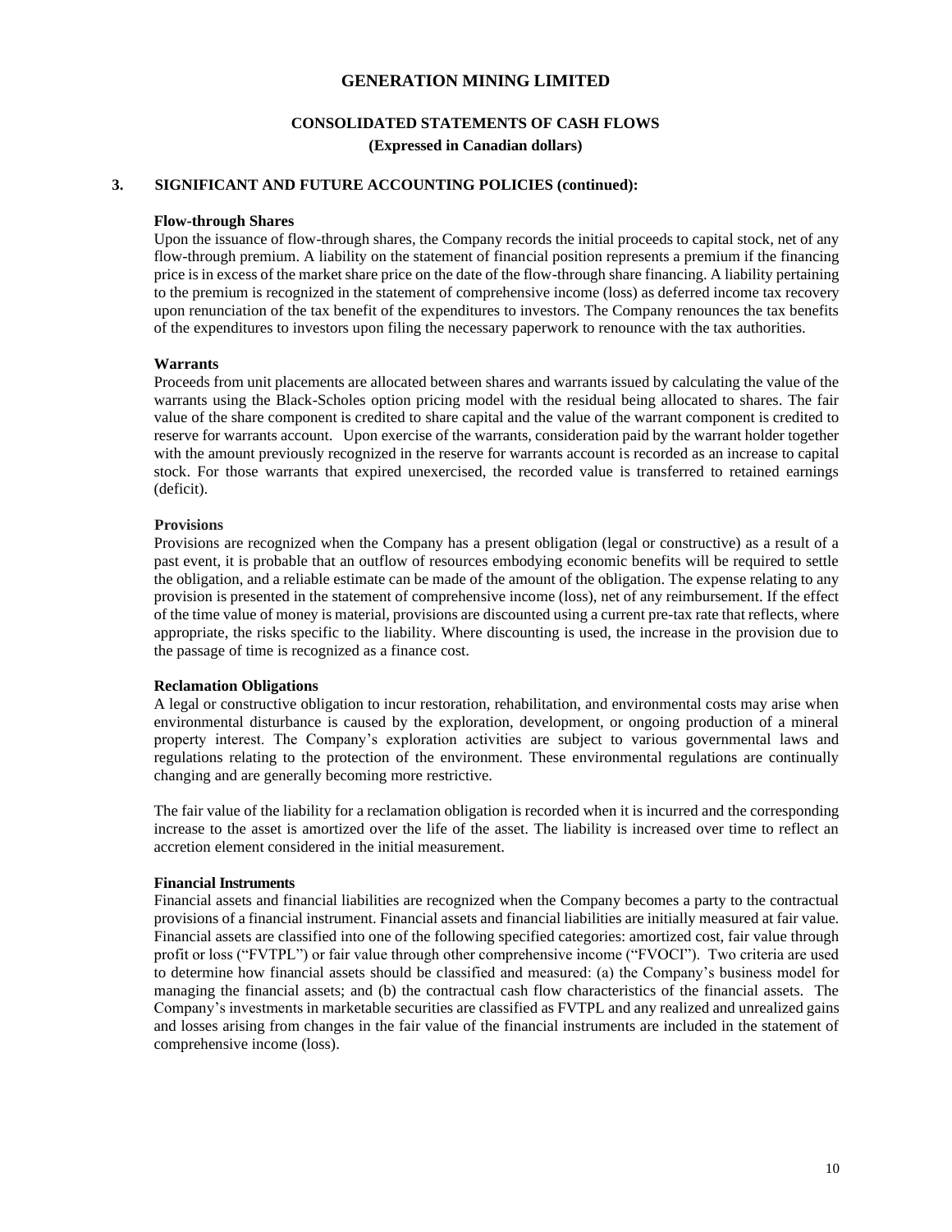## 3. SIGNIFICANT AND FUTURE ACCOUNTING POLICIES (continued):

**Flow-through Shares**

Upon the issuance of flow-through shares, the Company records the initial proceeds to capital stock, net of any flow-through premium. A liability on the statement of financial position represents a premium if the financing price is in excess of the market share price on the date of the flow-through share financing. A liability pertaining to the premium is recognized in the statement of comprehensive income (loss) as deferred income tax recovery upon renunciation of the tax benefit of the expenditures to investors. The Company renounces the tax benefits of the expenditures to investors upon filing the necessary paperwork to renounce with the tax authorities.

**Warrants**

Proceeds from unit placements are allocated between shares and warrants issued by calculating the value of the warrants using the Black-Scholes option pricing model with the residual being allocated to shares. The fair value of the share component is credited to share capital and the value of the warrant component is credited to reserve for warrants account. Upon exercise of the warrants, consideration paid by the warrant holder together with the amount previously recognized in the reserve for warrants account is recorded as an increase to capital stock. For those warrants that expired unexercised, the recorded value is transferred to retained earnings (deficit).

**Provisions**

Provisions are recognized when the Company has a present obligation (legal or constructive) as a result of a past event, it is probable that an outflow of resources embodying economic benefits will be required to settle the obligation, and a reliable estimate can be made of the amount of the obligation. The expense relating to any provision is presented in the statement of comprehensive income (loss), net of any reimbursement. If the effect of the time value of money is material, provisions are discounted using a current pre-tax rate that reflects, where appropriate, the risks specific to the liability. Where discounting is used, the increase in the provision due to the passage of time is recognized as a finance cost.

**Reclamation Obligations**

A legal or constructive obligation to incur restoration, rehabilitation, and environmental costs may arise when environmental disturbance is caused by the exploration, development, or ongoing production of a mineral property interest. The Company's exploration activities are subject to various governmental laws and regulations relating to the protection of the environment. These environmental regulations are continually changing and are generally becoming more restrictive.

The fair value of the liability for a reclamation obligation is recorded when it is incurred and the corresponding increase to the asset is amortized over the life of the asset. The liability is increased over time to reflect an accretion element considered in the initial measurement.

**Financial Instruments**

Financial assets and financial liabilities are recognized when the Company becomes a party to the contractual provisions of a financial instrument. Financial assets and financial liabilities are initially measured at fair value. Financial assets are classified into one of the following specified categories: amortized cost, fair value through profit or loss ("FVTPL") or fair value through other comprehensive income ("FVOCI"). Two criteria are used to determine how financial assets should be classified and measured: (a) the Company's business model for managing the financial assets; and (b) the contractual cash flow characteristics of the financial assets. The Company's investments in marketable securities are classified as FVTPL and any realized and unrealized gains and losses arising from changes in the fair value of the financial instruments are included in the statement of comprehensive income (loss).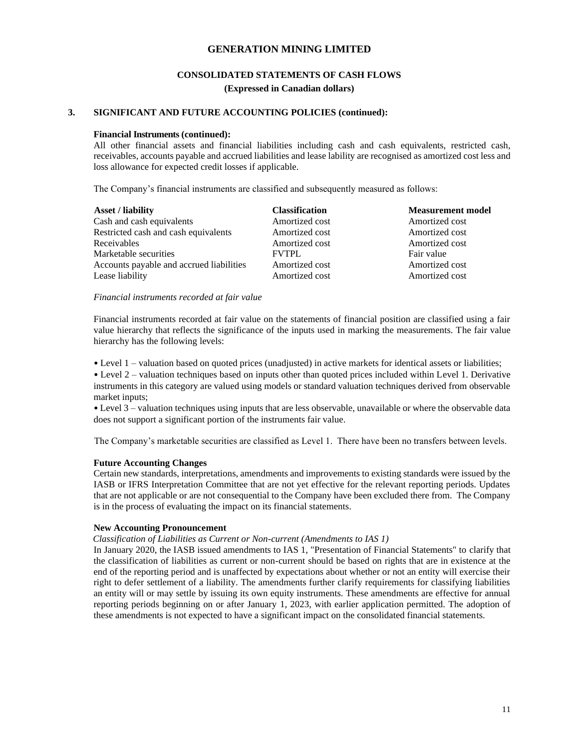# GENERATION MINING LIMITED

## CONSOLIDATED STATEMENTS OF CASH FLOWS

**(Expressed in Canadian dollars)**

### 3. SIGNIFICANT AND FUTURE ACCOUNTING POLICIES (continued):

**Financial Instruments (continued):**

All other financial assets and financial liabilities including cash and cash equivalents, restricted cash, receivables, accounts payable and accrued liabilities and lease lability are recognised as amortized cost less and loss allowance for expected credit losses if applicable.

The Company's financial instruments are classified and subsequently measured as follows:

| Asset / liability | Classification | Measurement model |
|---|---|---|
| Cash and cash equivalents | Amortized cost | Amortized cost |
| Restricted cash and cash equivalents | Amortized cost | Amortized cost |
| Receivables | Amortized cost | Amortized cost |
| Marketable securities | FVTPL | Fair value |
| Accounts payable and accrued liabilities | Amortized cost | Amortized cost |
| Lease liability | Amortized cost | Amortized cost |

*Financial instruments recorded at fair value*

Financial instruments recorded at fair value on the statements of financial position are classified using a fair value hierarchy that reflects the significance of the inputs used in marking the measurements. The fair value hierarchy has the following levels:

- Level 1 – valuation based on quoted prices (unadjusted) in active markets for identical assets or liabilities;
- Level 2 – valuation techniques based on inputs other than quoted prices included within Level 1. Derivative instruments in this category are valued using models or standard valuation techniques derived from observable market inputs;
- Level 3 – valuation techniques using inputs that are less observable, unavailable or where the observable data does not support a significant portion of the instruments fair value.

The Company's marketable securities are classified as Level 1. There have been no transfers between levels.

**Future Accounting Changes**

Certain new standards, interpretations, amendments and improvements to existing standards were issued by the IASB or IFRS Interpretation Committee that are not yet effective for the relevant reporting periods. Updates that are not applicable or are not consequential to the Company have been excluded there from. The Company is in the process of evaluating the impact on its financial statements.

**New Accounting Pronouncement**

*Classification of Liabilities as Current or Non-current (Amendments to IAS 1)*

In January 2020, the IASB issued amendments to IAS 1, "Presentation of Financial Statements" to clarify that the classification of liabilities as current or non-current should be based on rights that are in existence at the end of the reporting period and is unaffected by expectations about whether or not an entity will exercise their right to defer settlement of a liability. The amendments further clarify requirements for classifying liabilities an entity will or may settle by issuing its own equity instruments. These amendments are effective for annual reporting periods beginning on or after January 1, 2023, with earlier application permitted. The adoption of these amendments is not expected to have a significant impact on the consolidated financial statements.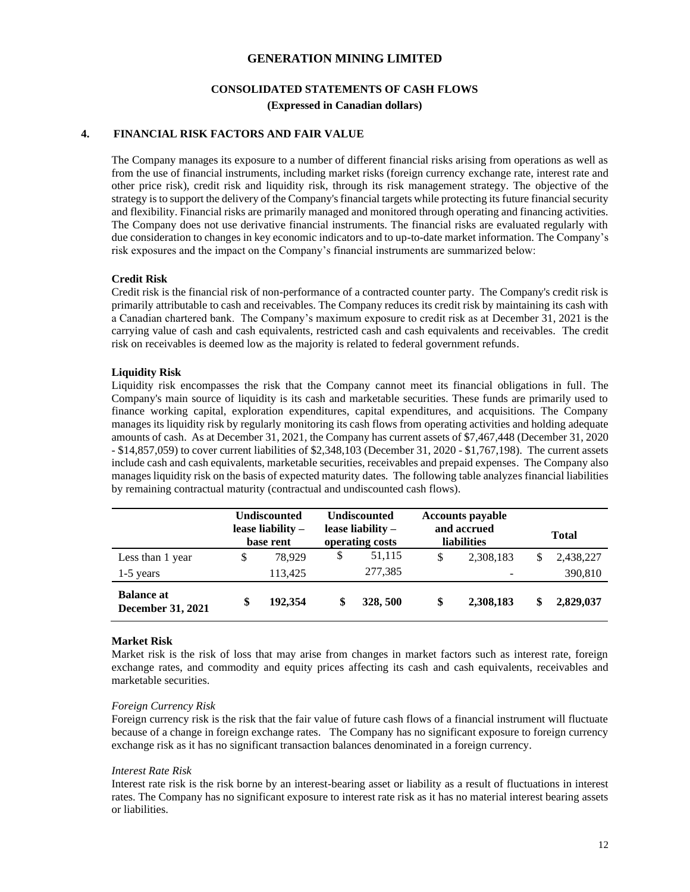# GENERATION MINING LIMITED

## CONSOLIDATED STATEMENTS OF CASH FLOWS

**(Expressed in Canadian dollars)**

## 4. FINANCIAL RISK FACTORS AND FAIR VALUE

The Company manages its exposure to a number of different financial risks arising from operations as well as from the use of financial instruments, including market risks (foreign currency exchange rate, interest rate and other price risk), credit risk and liquidity risk, through its risk management strategy. The objective of the strategy is to support the delivery of the Company's financial targets while protecting its future financial security and flexibility. Financial risks are primarily managed and monitored through operating and financing activities. The Company does not use derivative financial instruments. The financial risks are evaluated regularly with due consideration to changes in key economic indicators and to up-to-date market information. The Company's risk exposures and the impact on the Company's financial instruments are summarized below:

**Credit Risk**

Credit risk is the financial risk of non-performance of a contracted counter party. The Company's credit risk is primarily attributable to cash and receivables. The Company reduces its credit risk by maintaining its cash with a Canadian chartered bank. The Company's maximum exposure to credit risk as at December 31, 2021 is the carrying value of cash and cash equivalents, restricted cash and cash equivalents and receivables. The credit risk on receivables is deemed low as the majority is related to federal government refunds.

**Liquidity Risk**

Liquidity risk encompasses the risk that the Company cannot meet its financial obligations in full. The Company's main source of liquidity is its cash and marketable securities. These funds are primarily used to finance working capital, exploration expenditures, capital expenditures, and acquisitions. The Company manages its liquidity risk by regularly monitoring its cash flows from operating activities and holding adequate amounts of cash. As at December 31, 2021, the Company has current assets of $7,467,448 (December 31, 2020 - $14,857,059) to cover current liabilities of $2,348,103 (December 31, 2020 - $1,767,198). The current assets include cash and cash equivalents, marketable securities, receivables and prepaid expenses. The Company also manages liquidity risk on the basis of expected maturity dates. The following table analyzes financial liabilities by remaining contractual maturity (contractual and undiscounted cash flows).

| | Undiscounted lease liability – base rent | Undiscounted lease liability – operating costs | Accounts payable and accrued liabilities | Total |
|---|---|---|---|---|
| Less than 1 year | $ 78,929 | $ 51,115 | $ 2,308,183 | $ 2,438,227 |
| 1-5 years | 113,425 | 277,385 | - | 390,810 |
| **Balance at December 31, 2021** | **$ 192,354** | **$ 328, 500** | **$ 2,308,183** | **$ 2,829,037** |

**Market Risk**

Market risk is the risk of loss that may arise from changes in market factors such as interest rate, foreign exchange rates, and commodity and equity prices affecting its cash and cash equivalents, receivables and marketable securities.

*Foreign Currency Risk*

Foreign currency risk is the risk that the fair value of future cash flows of a financial instrument will fluctuate because of a change in foreign exchange rates. The Company has no significant exposure to foreign currency exchange risk as it has no significant transaction balances denominated in a foreign currency.

*Interest Rate Risk*

Interest rate risk is the risk borne by an interest-bearing asset or liability as a result of fluctuations in interest rates. The Company has no significant exposure to interest rate risk as it has no material interest bearing assets or liabilities.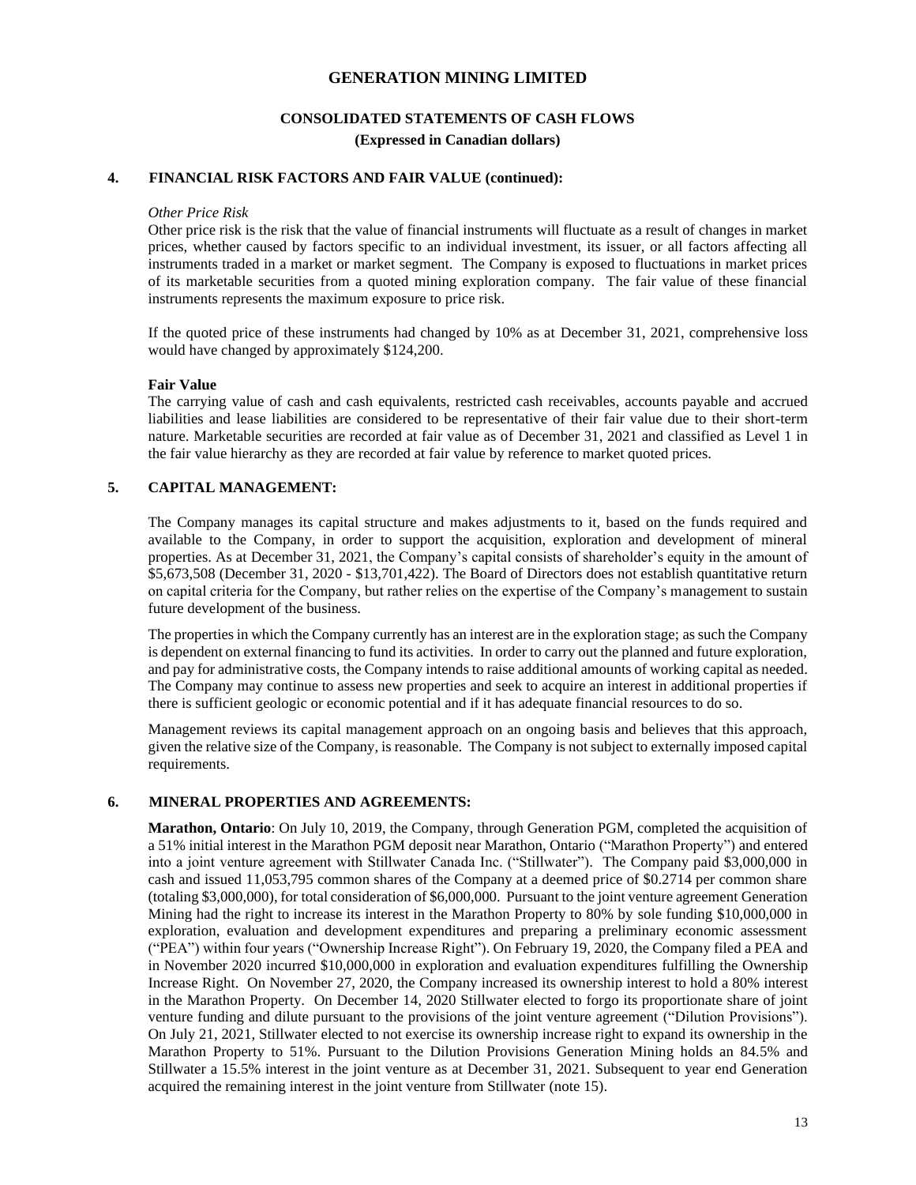## 4. FINANCIAL RISK FACTORS AND FAIR VALUE (continued):

*Other Price Risk*

Other price risk is the risk that the value of financial instruments will fluctuate as a result of changes in market prices, whether caused by factors specific to an individual investment, its issuer, or all factors affecting all instruments traded in a market or market segment. The Company is exposed to fluctuations in market prices of its marketable securities from a quoted mining exploration company. The fair value of these financial instruments represents the maximum exposure to price risk.

If the quoted price of these instruments had changed by 10% as at December 31, 2021, comprehensive loss would have changed by approximately $124,200.

**Fair Value**

The carrying value of cash and cash equivalents, restricted cash receivables, accounts payable and accrued liabilities and lease liabilities are considered to be representative of their fair value due to their short-term nature. Marketable securities are recorded at fair value as of December 31, 2021 and classified as Level 1 in the fair value hierarchy as they are recorded at fair value by reference to market quoted prices.

## 5. CAPITAL MANAGEMENT:

The Company manages its capital structure and makes adjustments to it, based on the funds required and available to the Company, in order to support the acquisition, exploration and development of mineral properties. As at December 31, 2021, the Company's capital consists of shareholder's equity in the amount of $5,673,508 (December 31, 2020 - $13,701,422). The Board of Directors does not establish quantitative return on capital criteria for the Company, but rather relies on the expertise of the Company's management to sustain future development of the business.

The properties in which the Company currently has an interest are in the exploration stage; as such the Company is dependent on external financing to fund its activities. In order to carry out the planned and future exploration, and pay for administrative costs, the Company intends to raise additional amounts of working capital as needed. The Company may continue to assess new properties and seek to acquire an interest in additional properties if there is sufficient geologic or economic potential and if it has adequate financial resources to do so.

Management reviews its capital management approach on an ongoing basis and believes that this approach, given the relative size of the Company, is reasonable. The Company is not subject to externally imposed capital requirements.

## 6. MINERAL PROPERTIES AND AGREEMENTS:

**Marathon, Ontario**: On July 10, 2019, the Company, through Generation PGM, completed the acquisition of a 51% initial interest in the Marathon PGM deposit near Marathon, Ontario ("Marathon Property") and entered into a joint venture agreement with Stillwater Canada Inc. ("Stillwater"). The Company paid $3,000,000 in cash and issued 11,053,795 common shares of the Company at a deemed price of $0.2714 per common share (totaling $3,000,000), for total consideration of $6,000,000. Pursuant to the joint venture agreement Generation Mining had the right to increase its interest in the Marathon Property to 80% by sole funding $10,000,000 in exploration, evaluation and development expenditures and preparing a preliminary economic assessment ("PEA") within four years ("Ownership Increase Right"). On February 19, 2020, the Company filed a PEA and in November 2020 incurred $10,000,000 in exploration and evaluation expenditures fulfilling the Ownership Increase Right. On November 27, 2020, the Company increased its ownership interest to hold a 80% interest in the Marathon Property. On December 14, 2020 Stillwater elected to forgo its proportionate share of joint venture funding and dilute pursuant to the provisions of the joint venture agreement ("Dilution Provisions"). On July 21, 2021, Stillwater elected to not exercise its ownership increase right to expand its ownership in the Marathon Property to 51%. Pursuant to the Dilution Provisions Generation Mining holds an 84.5% and Stillwater a 15.5% interest in the joint venture as at December 31, 2021. Subsequent to year end Generation acquired the remaining interest in the joint venture from Stillwater (note 15).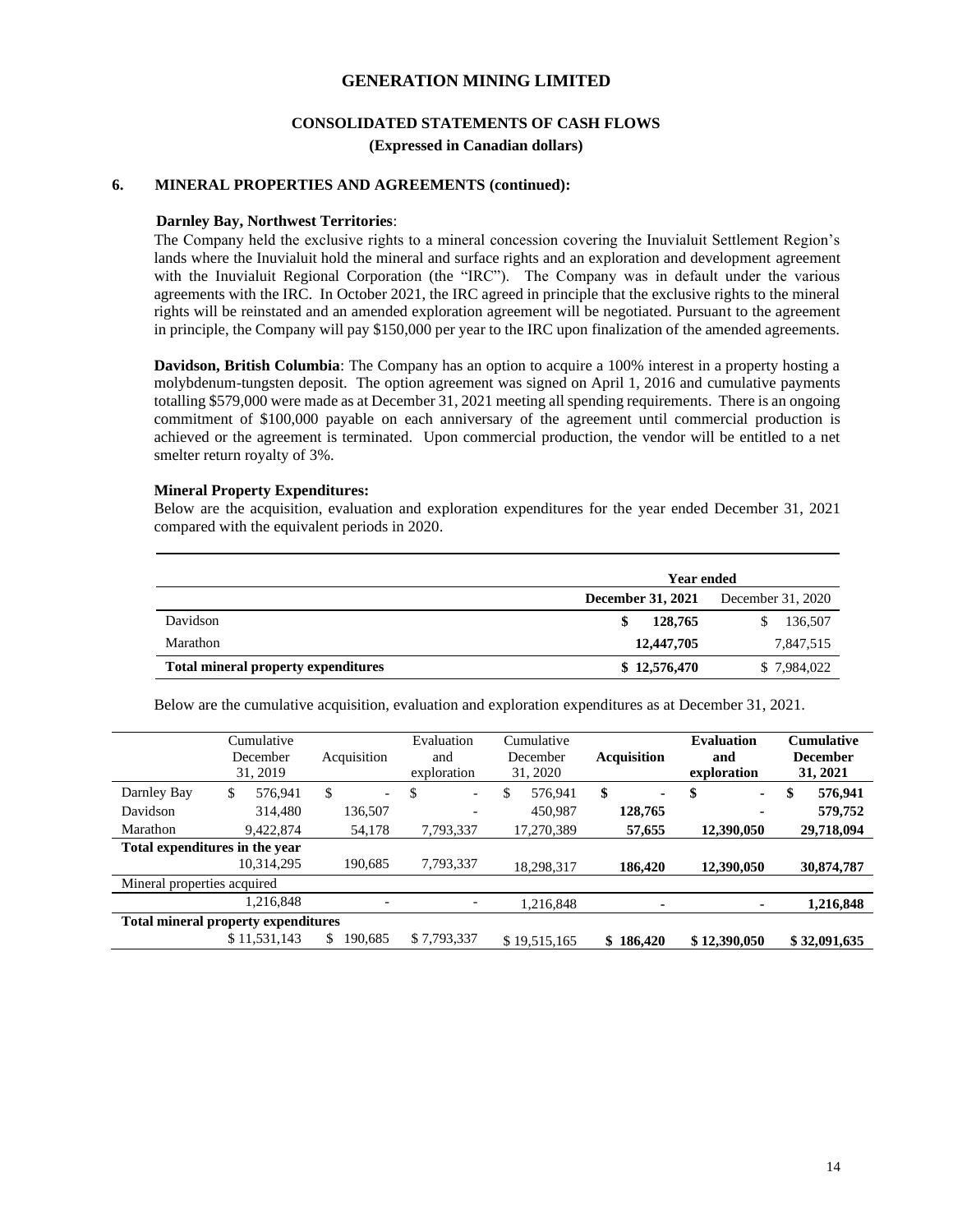# GENERATION MINING LIMITED

## CONSOLIDATED STATEMENTS OF CASH FLOWS

**(Expressed in Canadian dollars)**

### 6. MINERAL PROPERTIES AND AGREEMENTS (continued):

**Darnley Bay, Northwest Territories**:
The Company held the exclusive rights to a mineral concession covering the Inuvialuit Settlement Region's lands where the Inuvialuit hold the mineral and surface rights and an exploration and development agreement with the Inuvialuit Regional Corporation (the "IRC"). The Company was in default under the various agreements with the IRC. In October 2021, the IRC agreed in principle that the exclusive rights to the mineral rights will be reinstated and an amended exploration agreement will be negotiated. Pursuant to the agreement in principle, the Company will pay $150,000 per year to the IRC upon finalization of the amended agreements.

**Davidson, British Columbia**: The Company has an option to acquire a 100% interest in a property hosting a molybdenum-tungsten deposit. The option agreement was signed on April 1, 2016 and cumulative payments totalling $579,000 were made as at December 31, 2021 meeting all spending requirements. There is an ongoing commitment of $100,000 payable on each anniversary of the agreement until commercial production is achieved or the agreement is terminated. Upon commercial production, the vendor will be entitled to a net smelter return royalty of 3%.

**Mineral Property Expenditures:**
Below are the acquisition, evaluation and exploration expenditures for the year ended December 31, 2021 compared with the equivalent periods in 2020.

| | Year ended | |
|---|---|---|
| | **December 31, 2021** | December 31, 2020 |
| Davidson | **$ 128,765** | $ 136,507 |
| Marathon | **12,447,705** | 7,847,515 |
| **Total mineral property expenditures** | **$ 12,576,470** | $ 7,984,022 |

Below are the cumulative acquisition, evaluation and exploration expenditures as at December 31, 2021.

| | Cumulative December 31, 2019 | Acquisition | Evaluation and exploration | Cumulative December 31, 2020 | **Acquisition** | **Evaluation and exploration** | **Cumulative December 31, 2021** |
|---|---|---|---|---|---|---|---|
| Darnley Bay | $ 576,941 | $ - | $ - | $ 576,941 | **$ -** | **$ -** | **$ 576,941** |
| Davidson | 314,480 | 136,507 | - | 450,987 | **128,765** | **-** | **579,752** |
| Marathon | 9,422,874 | 54,178 | 7,793,337 | 17,270,389 | **57,655** | **12,390,050** | **29,718,094** |
| **Total expenditures in the year** | 10,314,295 | 190,685 | 7,793,337 | 18,298,317 | **186,420** | **12,390,050** | **30,874,787** |
| Mineral properties acquired | 1,216,848 | - | - | 1,216,848 | **-** | **-** | **1,216,848** |
| **Total mineral property expenditures** | $ 11,531,143 | $ 190,685 | $ 7,793,337 | $ 19,515,165 | **$ 186,420** | **$ 12,390,050** | **$ 32,091,635** |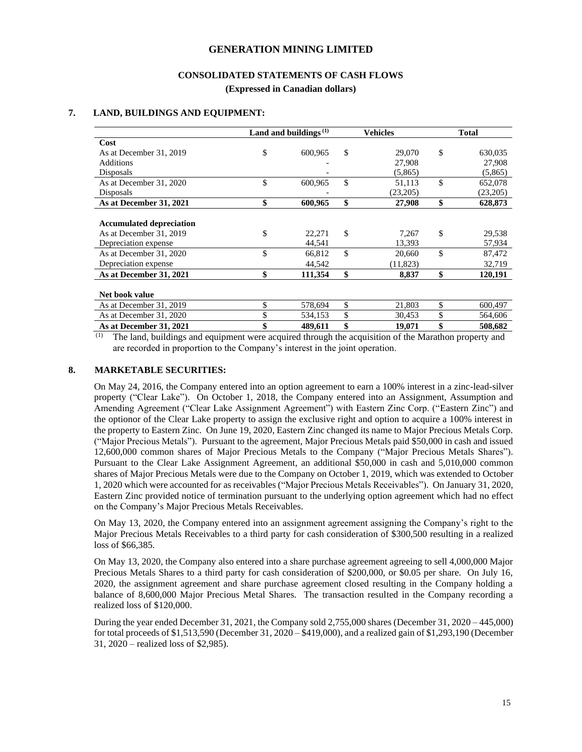# GENERATION MINING LIMITED

## CONSOLIDATED STATEMENTS OF CASH FLOWS

### (Expressed in Canadian dollars)

## 7. LAND, BUILDINGS AND EQUIPMENT:

| | Land and buildings [(1)] | Vehicles | Total |
|---|---|---|---|
| **Cost** | | | |
| As at December 31, 2019 | $ 600,965 | $ 29,070 | $ 630,035 |
| Additions | - | 27,908 | 27,908 |
| Disposals | - | (5,865) | (5,865) |
| As at December 31, 2020 | $ 600,965 | $ 51,113 | $ 652,078 |
| Disposals | - | (23,205) | (23,205) |
| **As at December 31, 2021** | **$ 600,965** | **$ 27,908** | **$ 628,873** |
| | | | |
| **Accumulated depreciation** | | | |
| As at December 31, 2019 | $ 22,271 | $ 7,267 | $ 29,538 |
| Depreciation expense | 44,541 | 13,393 | 57,934 |
| As at December 31, 2020 | $ 66,812 | $ 20,660 | $ 87,472 |
| Depreciation expense | 44,542 | (11,823) | 32,719 |
| **As at December 31, 2021** | **$ 111,354** | **$ 8,837** | **$ 120,191** |
| | | | |
| **Net book value** | | | |
| As at December 31, 2019 | $ 578,694 | $ 21,803 | $ 600,497 |
| As at December 31, 2020 | $ 534,153 | $ 30,453 | $ 564,606 |
| **As at December 31, 2021** | **$ 489,611** | **$ 19,071** | **$ 508,682** |

(1) The land, buildings and equipment were acquired through the acquisition of the Marathon property and are recorded in proportion to the Company's interest in the joint operation.

## 8. MARKETABLE SECURITIES:

On May 24, 2016, the Company entered into an option agreement to earn a 100% interest in a zinc-lead-silver property ("Clear Lake"). On October 1, 2018, the Company entered into an Assignment, Assumption and Amending Agreement ("Clear Lake Assignment Agreement") with Eastern Zinc Corp. ("Eastern Zinc") and the optionor of the Clear Lake property to assign the exclusive right and option to acquire a 100% interest in the property to Eastern Zinc. On June 19, 2020, Eastern Zinc changed its name to Major Precious Metals Corp. ("Major Precious Metals"). Pursuant to the agreement, Major Precious Metals paid $50,000 in cash and issued 12,600,000 common shares of Major Precious Metals to the Company ("Major Precious Metals Shares"). Pursuant to the Clear Lake Assignment Agreement, an additional $50,000 in cash and 5,010,000 common shares of Major Precious Metals were due to the Company on October 1, 2019, which was extended to October 1, 2020 which were accounted for as receivables ("Major Precious Metals Receivables"). On January 31, 2020, Eastern Zinc provided notice of termination pursuant to the underlying option agreement which had no effect on the Company's Major Precious Metals Receivables.

On May 13, 2020, the Company entered into an assignment agreement assigning the Company's right to the Major Precious Metals Receivables to a third party for cash consideration of $300,500 resulting in a realized loss of $66,385.

On May 13, 2020, the Company also entered into a share purchase agreement agreeing to sell 4,000,000 Major Precious Metals Shares to a third party for cash consideration of $200,000, or $0.05 per share. On July 16, 2020, the assignment agreement and share purchase agreement closed resulting in the Company holding a balance of 8,600,000 Major Precious Metal Shares. The transaction resulted in the Company recording a realized loss of $120,000.

During the year ended December 31, 2021, the Company sold 2,755,000 shares (December 31, 2020 – 445,000) for total proceeds of $1,513,590 (December 31, 2020 – $419,000), and a realized gain of $1,293,190 (December 31, 2020 – realized loss of $2,985).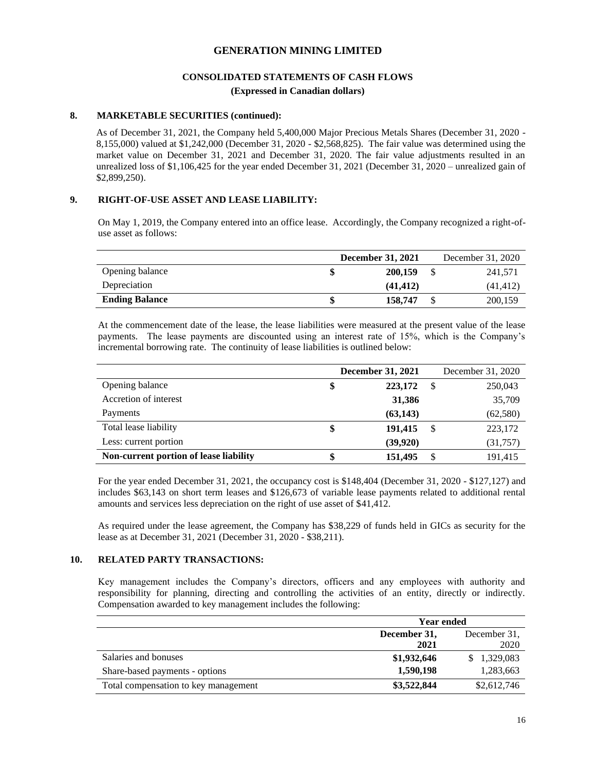# GENERATION MINING LIMITED

## CONSOLIDATED STATEMENTS OF CASH FLOWS

**(Expressed in Canadian dollars)**

### 8. MARKETABLE SECURITIES (continued):

As of December 31, 2021, the Company held 5,400,000 Major Precious Metals Shares (December 31, 2020 - 8,155,000) valued at $1,242,000 (December 31, 2020 - $2,568,825). The fair value was determined using the market value on December 31, 2021 and December 31, 2020. The fair value adjustments resulted in an unrealized loss of $1,106,425 for the year ended December 31, 2021 (December 31, 2020 – unrealized gain of $2,899,250).

### 9. RIGHT-OF-USE ASSET AND LEASE LIABILITY:

On May 1, 2019, the Company entered into an office lease. Accordingly, the Company recognized a right-of-use asset as follows:

| | **December 31, 2021** | December 31, 2020 |
|---|---|---|
| Opening balance | **$ 200,159** | $ 241,571 |
| Depreciation | **(41,412)** | (41,412) |
| **Ending Balance** | **$ 158,747** | $ 200,159 |

At the commencement date of the lease, the lease liabilities were measured at the present value of the lease payments. The lease payments are discounted using an interest rate of 15%, which is the Company's incremental borrowing rate. The continuity of lease liabilities is outlined below:

| | **December 31, 2021** | December 31, 2020 |
|---|---|---|
| Opening balance | **$ 223,172** | $ 250,043 |
| Accretion of interest | **31,386** | 35,709 |
| Payments | **(63,143)** | (62,580) |
| Total lease liability | **$ 191,415** | $ 223,172 |
| Less: current portion | **(39,920)** | (31,757) |
| **Non-current portion of lease liability** | **$ 151,495** | $ 191,415 |

For the year ended December 31, 2021, the occupancy cost is $148,404 (December 31, 2020 - $127,127) and includes $63,143 on short term leases and $126,673 of variable lease payments related to additional rental amounts and services less depreciation on the right of use asset of $41,412.

As required under the lease agreement, the Company has $38,229 of funds held in GICs as security for the lease as at December 31, 2021 (December 31, 2020 - $38,211).

### 10. RELATED PARTY TRANSACTIONS:

Key management includes the Company's directors, officers and any employees with authority and responsibility for planning, directing and controlling the activities of an entity, directly or indirectly. Compensation awarded to key management includes the following:

| | **Year ended** | |
|---|---|---|
| | **December 31, 2021** | December 31, 2020 |
| Salaries and bonuses | **$1,932,646** | $ 1,329,083 |
| Share-based payments - options | **1,590,198** | 1,283,663 |
| Total compensation to key management | **$3,522,844** | $2,612,746 |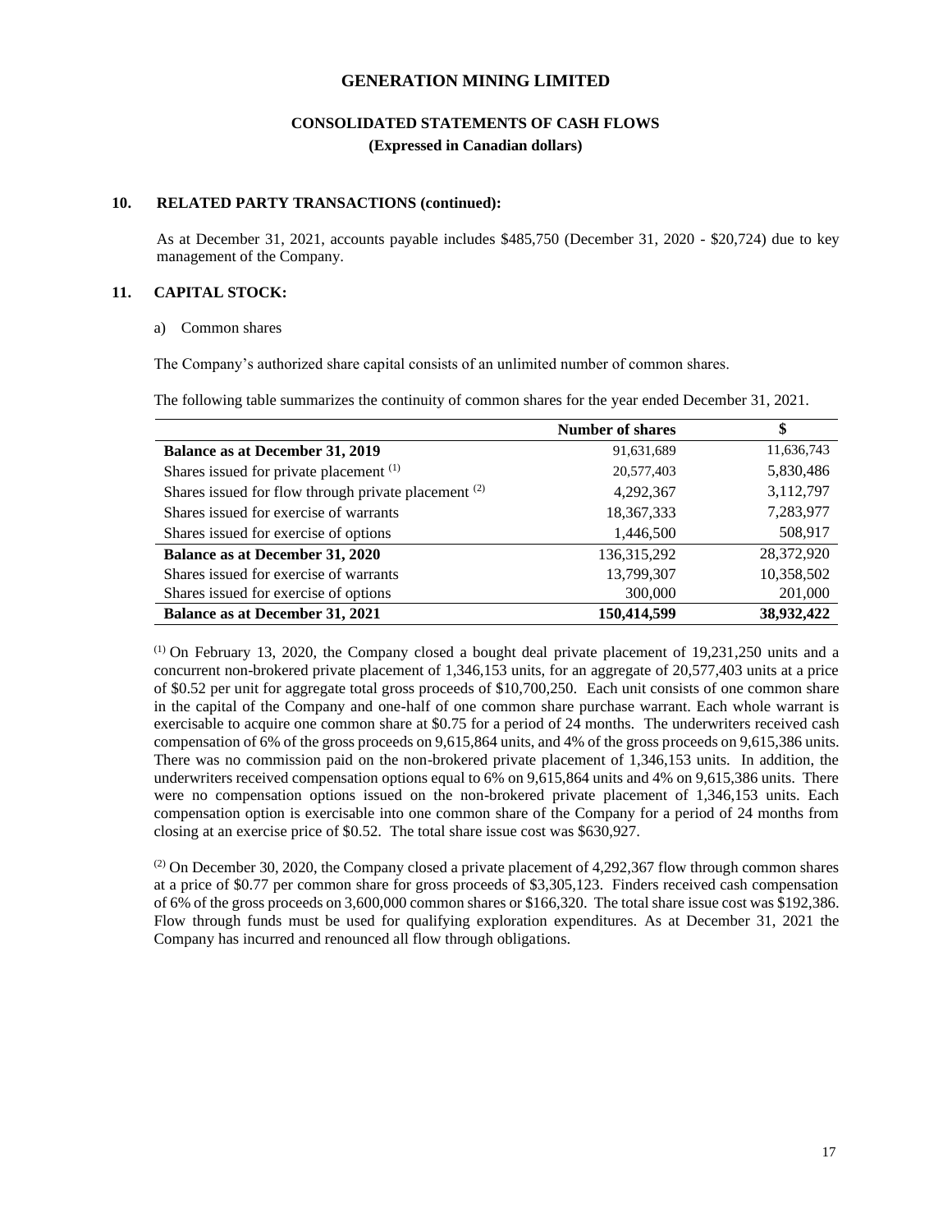# GENERATION MINING LIMITED

## CONSOLIDATED STATEMENTS OF CASH FLOWS

**(Expressed in Canadian dollars)**

### 10. RELATED PARTY TRANSACTIONS (continued):

As at December 31, 2021, accounts payable includes $485,750 (December 31, 2020 - $20,724) due to key management of the Company.

### 11. CAPITAL STOCK:

a) Common shares

The Company's authorized share capital consists of an unlimited number of common shares.

The following table summarizes the continuity of common shares for the year ended December 31, 2021.

| | Number of shares | $ |
|---|---|---|
| **Balance as at December 31, 2019** | 91,631,689 | 11,636,743 |
| Shares issued for private placement [1] | 20,577,403 | 5,830,486 |
| Shares issued for flow through private placement [2] | 4,292,367 | 3,112,797 |
| Shares issued for exercise of warrants | 18,367,333 | 7,283,977 |
| Shares issued for exercise of options | 1,446,500 | 508,917 |
| **Balance as at December 31, 2020** | 136,315,292 | 28,372,920 |
| Shares issued for exercise of warrants | 13,799,307 | 10,358,502 |
| Shares issued for exercise of options | 300,000 | 201,000 |
| **Balance as at December 31, 2021** | **150,414,599** | **38,932,422** |

[1] On February 13, 2020, the Company closed a bought deal private placement of 19,231,250 units and a concurrent non-brokered private placement of 1,346,153 units, for an aggregate of 20,577,403 units at a price of $0.52 per unit for aggregate total gross proceeds of $10,700,250. Each unit consists of one common share in the capital of the Company and one-half of one common share purchase warrant. Each whole warrant is exercisable to acquire one common share at $0.75 for a period of 24 months. The underwriters received cash compensation of 6% of the gross proceeds on 9,615,864 units, and 4% of the gross proceeds on 9,615,386 units. There was no commission paid on the non-brokered private placement of 1,346,153 units. In addition, the underwriters received compensation options equal to 6% on 9,615,864 units and 4% on 9,615,386 units. There were no compensation options issued on the non-brokered private placement of 1,346,153 units. Each compensation option is exercisable into one common share of the Company for a period of 24 months from closing at an exercise price of $0.52. The total share issue cost was $630,927.

[2] On December 30, 2020, the Company closed a private placement of 4,292,367 flow through common shares at a price of $0.77 per common share for gross proceeds of $3,305,123. Finders received cash compensation of 6% of the gross proceeds on 3,600,000 common shares or $166,320. The total share issue cost was $192,386. Flow through funds must be used for qualifying exploration expenditures. As at December 31, 2021 the Company has incurred and renounced all flow through obligations.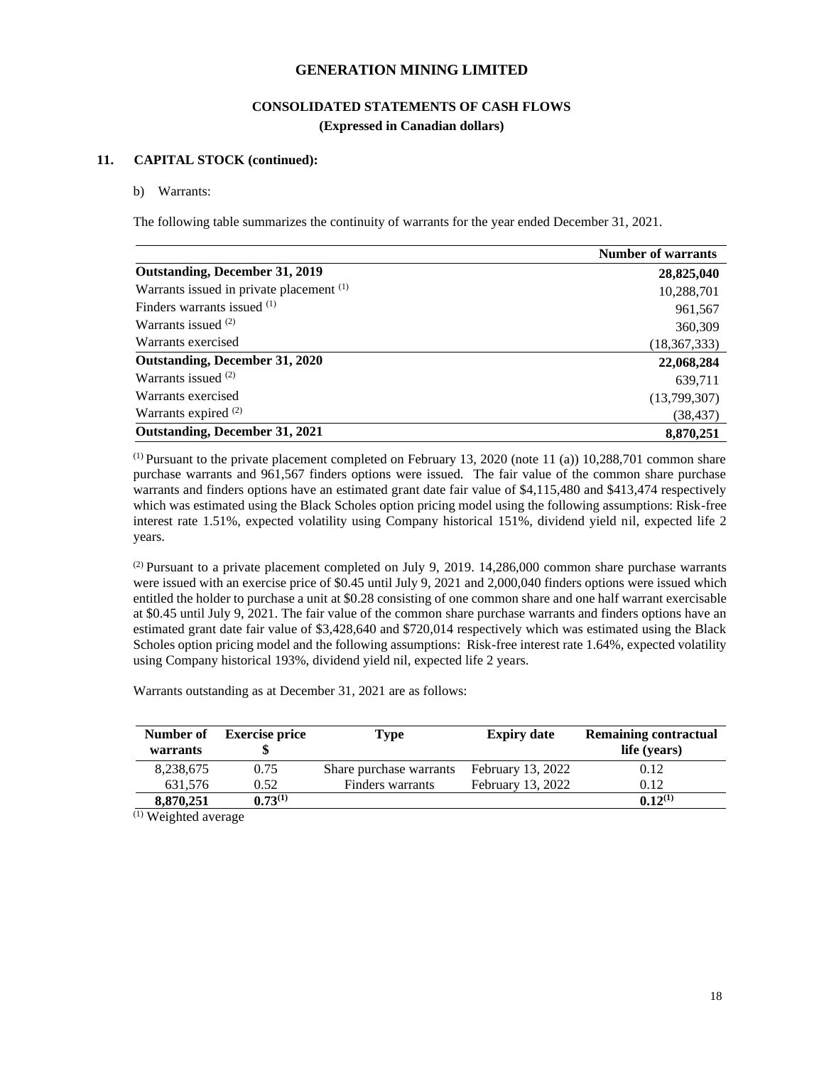# GENERATION MINING LIMITED

## CONSOLIDATED STATEMENTS OF CASH FLOWS

**(Expressed in Canadian dollars)**

### 11. CAPITAL STOCK (continued):

b) Warrants:

The following table summarizes the continuity of warrants for the year ended December 31, 2021.

| | Number of warrants |
|---|---|
| **Outstanding, December 31, 2019** | **28,825,040** |
| Warrants issued in private placement (1) | 10,288,701 |
| Finders warrants issued (1) | 961,567 |
| Warrants issued (2) | 360,309 |
| Warrants exercised | (18,367,333) |
| **Outstanding, December 31, 2020** | **22,068,284** |
| Warrants issued (2) | 639,711 |
| Warrants exercised | (13,799,307) |
| Warrants expired (2) | (38,437) |
| **Outstanding, December 31, 2021** | **8,870,251** |

(1) Pursuant to the private placement completed on February 13, 2020 (note 11 (a)) 10,288,701 common share purchase warrants and 961,567 finders options were issued. The fair value of the common share purchase warrants and finders options have an estimated grant date fair value of $4,115,480 and $413,474 respectively which was estimated using the Black Scholes option pricing model using the following assumptions: Risk-free interest rate 1.51%, expected volatility using Company historical 151%, dividend yield nil, expected life 2 years.

(2) Pursuant to a private placement completed on July 9, 2019. 14,286,000 common share purchase warrants were issued with an exercise price of $0.45 until July 9, 2021 and 2,000,040 finders options were issued which entitled the holder to purchase a unit at $0.28 consisting of one common share and one half warrant exercisable at $0.45 until July 9, 2021. The fair value of the common share purchase warrants and finders options have an estimated grant date fair value of $3,428,640 and $720,014 respectively which was estimated using the Black Scholes option pricing model and the following assumptions: Risk-free interest rate 1.64%, expected volatility using Company historical 193%, dividend yield nil, expected life 2 years.

Warrants outstanding as at December 31, 2021 are as follows:

| Number of warrants | Exercise price $ | Type | Expiry date | Remaining contractual life (years) |
|---|---|---|---|---|
| 8,238,675 | 0.75 | Share purchase warrants | February 13, 2022 | 0.12 |
| 631,576 | 0.52 | Finders warrants | February 13, 2022 | 0.12 |
| **8,870,251** | **0.73(1)** | | | **0.12(1)** |

(1) Weighted average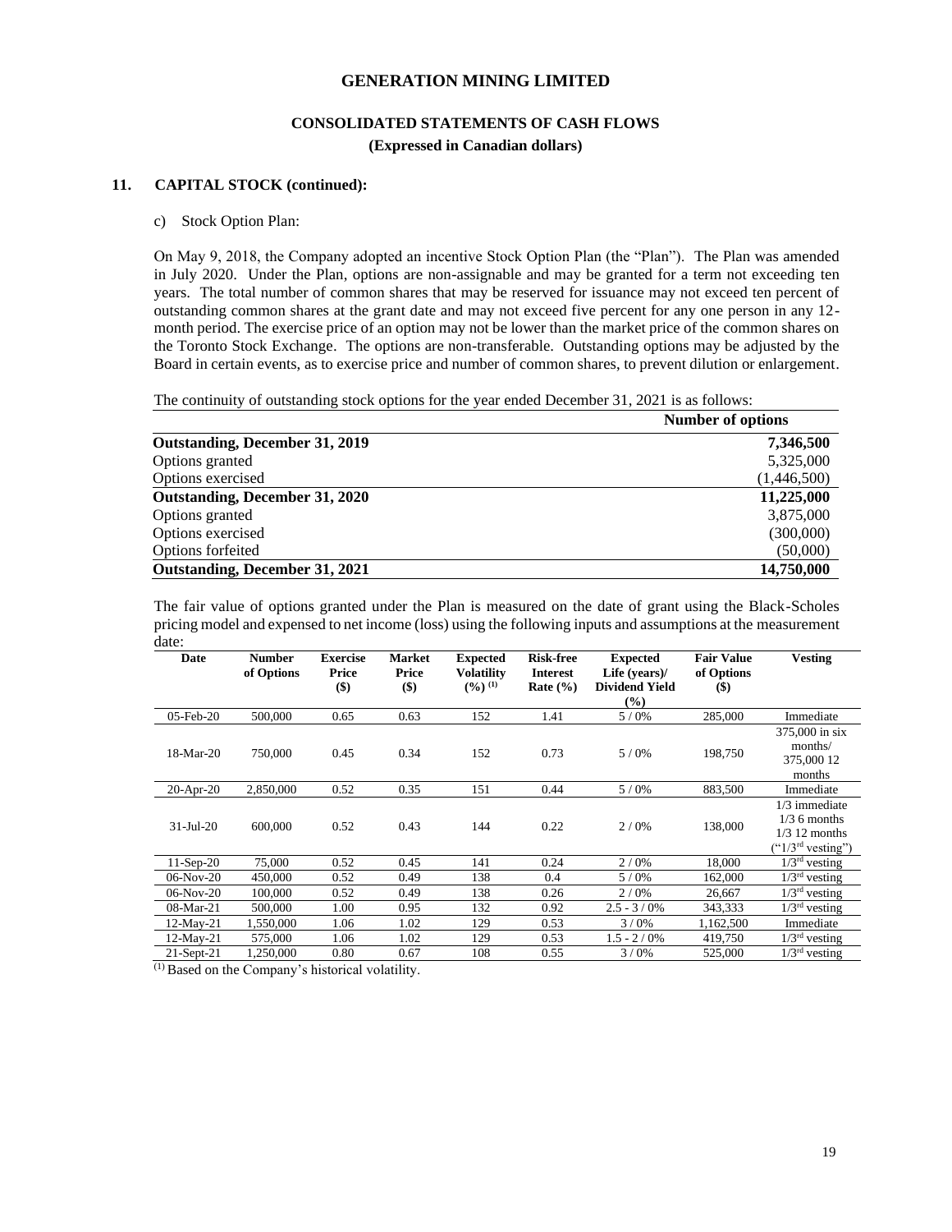# GENERATION MINING LIMITED

## CONSOLIDATED STATEMENTS OF CASH FLOWS

**(Expressed in Canadian dollars)**

### 11. CAPITAL STOCK (continued):

c) Stock Option Plan:

On May 9, 2018, the Company adopted an incentive Stock Option Plan (the "Plan"). The Plan was amended in July 2020. Under the Plan, options are non-assignable and may be granted for a term not exceeding ten years. The total number of common shares that may be reserved for issuance may not exceed ten percent of outstanding common shares at the grant date and may not exceed five percent for any one person in any 12-month period. The exercise price of an option may not be lower than the market price of the common shares on the Toronto Stock Exchange. The options are non-transferable. Outstanding options may be adjusted by the Board in certain events, as to exercise price and number of common shares, to prevent dilution or enlargement.

The continuity of outstanding stock options for the year ended December 31, 2021 is as follows:

| | Number of options |
|---|---|
| **Outstanding, December 31, 2019** | **7,346,500** |
| Options granted | 5,325,000 |
| Options exercised | (1,446,500) |
| **Outstanding, December 31, 2020** | **11,225,000** |
| Options granted | 3,875,000 |
| Options exercised | (300,000) |
| Options forfeited | (50,000) |
| **Outstanding, December 31, 2021** | **14,750,000** |

The fair value of options granted under the Plan is measured on the date of grant using the Black-Scholes pricing model and expensed to net income (loss) using the following inputs and assumptions at the measurement date:

| Date | Number of Options | Exercise Price ($) | Market Price ($) | Expected Volatility (%) (1) | Risk-free Interest Rate (%) | Expected Life (years)/ Dividend Yield (%) | Fair Value of Options ($) | Vesting |
|---|---|---|---|---|---|---|---|---|
| 05-Feb-20 | 500,000 | 0.65 | 0.63 | 152 | 1.41 | 5 / 0% | 285,000 | Immediate |
| 18-Mar-20 | 750,000 | 0.45 | 0.34 | 152 | 0.73 | 5 / 0% | 198,750 | 375,000 in six months/ 375,000 12 months |
| 20-Apr-20 | 2,850,000 | 0.52 | 0.35 | 151 | 0.44 | 5 / 0% | 883,500 | Immediate |
| 31-Jul-20 | 600,000 | 0.52 | 0.43 | 144 | 0.22 | 2 / 0% | 138,000 | 1/3 immediate 1/3 6 months 1/3 12 months ("1/3rd vesting") |
| 11-Sep-20 | 75,000 | 0.52 | 0.45 | 141 | 0.24 | 2 / 0% | 18,000 | 1/3rd vesting |
| 06-Nov-20 | 450,000 | 0.52 | 0.49 | 138 | 0.4 | 5 / 0% | 162,000 | 1/3rd vesting |
| 06-Nov-20 | 100,000 | 0.52 | 0.49 | 138 | 0.26 | 2 / 0% | 26,667 | 1/3rd vesting |
| 08-Mar-21 | 500,000 | 1.00 | 0.95 | 132 | 0.92 | 2.5 - 3 / 0% | 343,333 | 1/3rd vesting |
| 12-May-21 | 1,550,000 | 1.06 | 1.02 | 129 | 0.53 | 3 / 0% | 1,162,500 | Immediate |
| 12-May-21 | 575,000 | 1.06 | 1.02 | 129 | 0.53 | 1.5 - 2 / 0% | 419,750 | 1/3rd vesting |
| 21-Sept-21 | 1,250,000 | 0.80 | 0.67 | 108 | 0.55 | 3 / 0% | 525,000 | 1/3rd vesting |

(1) Based on the Company's historical volatility.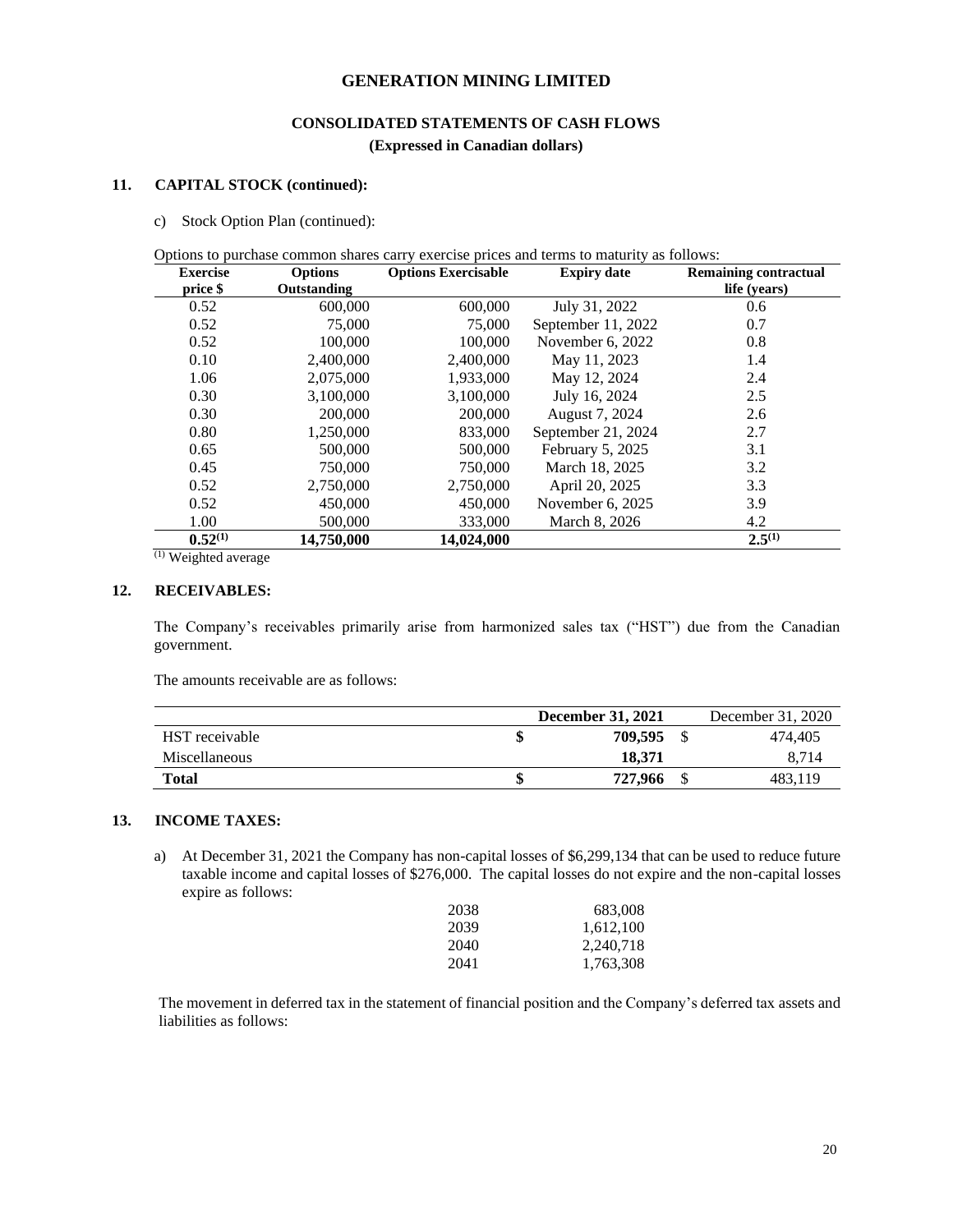# GENERATION MINING LIMITED

## CONSOLIDATED STATEMENTS OF CASH FLOWS

**(Expressed in Canadian dollars)**

### 11. CAPITAL STOCK (continued):

c) Stock Option Plan (continued):

Options to purchase common shares carry exercise prices and terms to maturity as follows:

| Exercise price $ | Options Outstanding | Options Exercisable | Expiry date | Remaining contractual life (years) |
|---|---|---|---|---|
| 0.52 | 600,000 | 600,000 | July 31, 2022 | 0.6 |
| 0.52 | 75,000 | 75,000 | September 11, 2022 | 0.7 |
| 0.52 | 100,000 | 100,000 | November 6, 2022 | 0.8 |
| 0.10 | 2,400,000 | 2,400,000 | May 11, 2023 | 1.4 |
| 1.06 | 2,075,000 | 1,933,000 | May 12, 2024 | 2.4 |
| 0.30 | 3,100,000 | 3,100,000 | July 16, 2024 | 2.5 |
| 0.30 | 200,000 | 200,000 | August 7, 2024 | 2.6 |
| 0.80 | 1,250,000 | 833,000 | September 21, 2024 | 2.7 |
| 0.65 | 500,000 | 500,000 | February 5, 2025 | 3.1 |
| 0.45 | 750,000 | 750,000 | March 18, 2025 | 3.2 |
| 0.52 | 2,750,000 | 2,750,000 | April 20, 2025 | 3.3 |
| 0.52 | 450,000 | 450,000 | November 6, 2025 | 3.9 |
| 1.00 | 500,000 | 333,000 | March 8, 2026 | 4.2 |
| **0.52(1)** | **14,750,000** | **14,024,000** | | **2.5(1)** |

(1) Weighted average

### 12. RECEIVABLES:

The Company's receivables primarily arise from harmonized sales tax ("HST") due from the Canadian government.

The amounts receivable are as follows:

| | December 31, 2021 | December 31, 2020 |
|---|---|---|
| HST receivable | $ **709,595** | $ 474,405 |
| Miscellaneous | **18,371** | 8,714 |
| **Total** | $ **727,966** | $ 483,119 |

### 13. INCOME TAXES:

a) At December 31, 2021 the Company has non-capital losses of $6,299,134 that can be used to reduce future taxable income and capital losses of $276,000. The capital losses do not expire and the non-capital losses expire as follows:

| | |
|---|---|
| 2038 | 683,008 |
| 2039 | 1,612,100 |
| 2040 | 2,240,718 |
| 2041 | 1,763,308 |

The movement in deferred tax in the statement of financial position and the Company's deferred tax assets and liabilities as follows: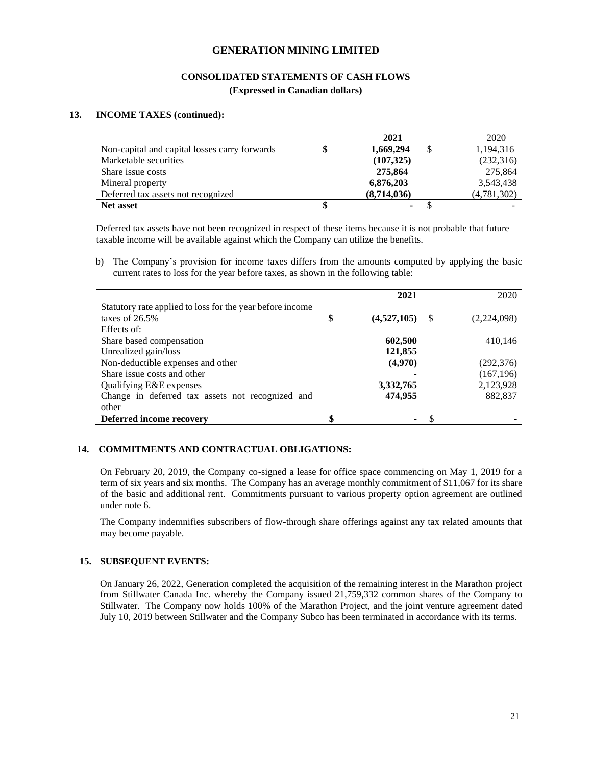# GENERATION MINING LIMITED

## CONSOLIDATED STATEMENTS OF CASH FLOWS

**(Expressed in Canadian dollars)**

### 13. INCOME TAXES (continued):

| | 2021 | 2020 |
|---|---|---|
| Non-capital and capital losses carry forwards | **$ 1,669,294** | $ 1,194,316 |
| Marketable securities | **(107,325)** | (232,316) |
| Share issue costs | **275,864** | 275,864 |
| Mineral property | **6,876,203** | 3,543,438 |
| Deferred tax assets not recognized | **(8,714,036)** | (4,781,302) |
| **Net asset** | **$ -** | $ - |

Deferred tax assets have not been recognized in respect of these items because it is not probable that future taxable income will be available against which the Company can utilize the benefits.

b) The Company's provision for income taxes differs from the amounts computed by applying the basic current rates to loss for the year before taxes, as shown in the following table:

| | 2021 | 2020 |
|---|---|---|
| Statutory rate applied to loss for the year before income taxes of 26.5% | **$ (4,527,105)** | $ (2,224,098) |
| Effects of: | | |
| Share based compensation | **602,500** | 410,146 |
| Unrealized gain/loss | **121,855** | |
| Non-deductible expenses and other | **(4,970)** | (292,376) |
| Share issue costs and other | **-** | (167,196) |
| Qualifying E&E expenses | **3,332,765** | 2,123,928 |
| Change in deferred tax assets not recognized and other | **474,955** | 882,837 |
| **Deferred income recovery** | **$ -** | $ - |

### 14. COMMITMENTS AND CONTRACTUAL OBLIGATIONS:

On February 20, 2019, the Company co-signed a lease for office space commencing on May 1, 2019 for a term of six years and six months. The Company has an average monthly commitment of $11,067 for its share of the basic and additional rent. Commitments pursuant to various property option agreement are outlined under note 6.

The Company indemnifies subscribers of flow-through share offerings against any tax related amounts that may become payable.

### 15. SUBSEQUENT EVENTS:

On January 26, 2022, Generation completed the acquisition of the remaining interest in the Marathon project from Stillwater Canada Inc. whereby the Company issued 21,759,332 common shares of the Company to Stillwater. The Company now holds 100% of the Marathon Project, and the joint venture agreement dated July 10, 2019 between Stillwater and the Company Subco has been terminated in accordance with its terms.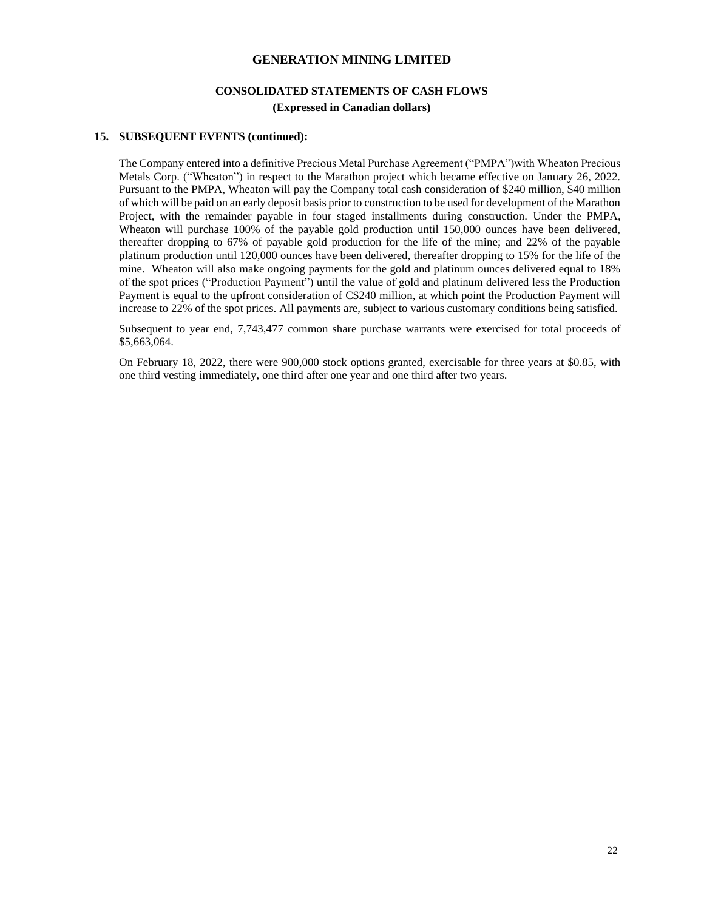# GENERATION MINING LIMITED

## CONSOLIDATED STATEMENTS OF CASH FLOWS

**(Expressed in Canadian dollars)**

### 15. SUBSEQUENT EVENTS (continued):

The Company entered into a definitive Precious Metal Purchase Agreement ("PMPA")with Wheaton Precious Metals Corp. ("Wheaton") in respect to the Marathon project which became effective on January 26, 2022. Pursuant to the PMPA, Wheaton will pay the Company total cash consideration of $240 million, $40 million of which will be paid on an early deposit basis prior to construction to be used for development of the Marathon Project, with the remainder payable in four staged installments during construction. Under the PMPA, Wheaton will purchase 100% of the payable gold production until 150,000 ounces have been delivered, thereafter dropping to 67% of payable gold production for the life of the mine; and 22% of the payable platinum production until 120,000 ounces have been delivered, thereafter dropping to 15% for the life of the mine. Wheaton will also make ongoing payments for the gold and platinum ounces delivered equal to 18% of the spot prices ("Production Payment") until the value of gold and platinum delivered less the Production Payment is equal to the upfront consideration of C$240 million, at which point the Production Payment will increase to 22% of the spot prices. All payments are, subject to various customary conditions being satisfied.

Subsequent to year end, 7,743,477 common share purchase warrants were exercised for total proceeds of $5,663,064.

On February 18, 2022, there were 900,000 stock options granted, exercisable for three years at $0.85, with one third vesting immediately, one third after one year and one third after two years.